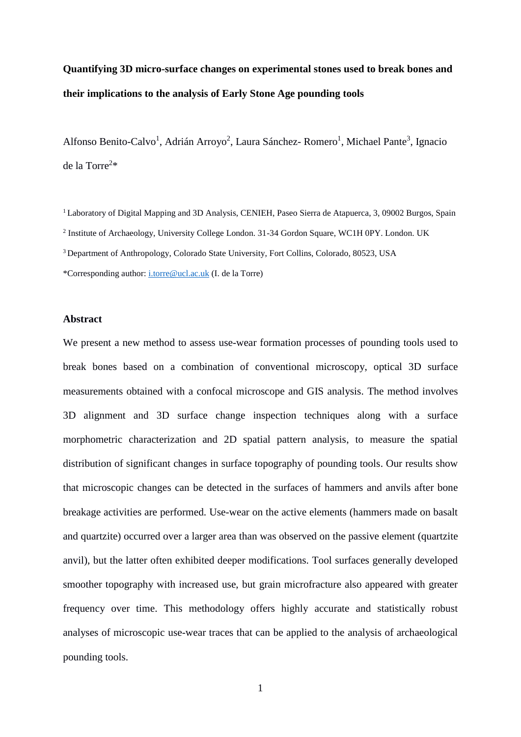# Quantifying 3D micro-surface changes on experimental stones used to break bones and their implications to the analysis of Early Stone Age pounding tools

Alfonso Benito-Calvo[1], Adrián Arroyo[2], Laura Sánchez- Romero[1], Michael Pante[3], Ignacio de la Torre[2]*

[1] Laboratory of Digital Mapping and 3D Analysis, CENIEH, Paseo Sierra de Atapuerca, 3, 09002 Burgos, Spain

[2] Institute of Archaeology, University College London. 31-34 Gordon Square, WC1H 0PY. London. UK

[3] Department of Anthropology, Colorado State University, Fort Collins, Colorado, 80523, USA

*Corresponding author: i.torre@ucl.ac.uk (I. de la Torre)

## Abstract

We present a new method to assess use-wear formation processes of pounding tools used to break bones based on a combination of conventional microscopy, optical 3D surface measurements obtained with a confocal microscope and GIS analysis. The method involves 3D alignment and 3D surface change inspection techniques along with a surface morphometric characterization and 2D spatial pattern analysis, to measure the spatial distribution of significant changes in surface topography of pounding tools. Our results show that microscopic changes can be detected in the surfaces of hammers and anvils after bone breakage activities are performed. Use-wear on the active elements (hammers made on basalt and quartzite) occurred over a larger area than was observed on the passive element (quartzite anvil), but the latter often exhibited deeper modifications. Tool surfaces generally developed smoother topography with increased use, but grain microfracture also appeared with greater frequency over time. This methodology offers highly accurate and statistically robust analyses of microscopic use-wear traces that can be applied to the analysis of archaeological pounding tools.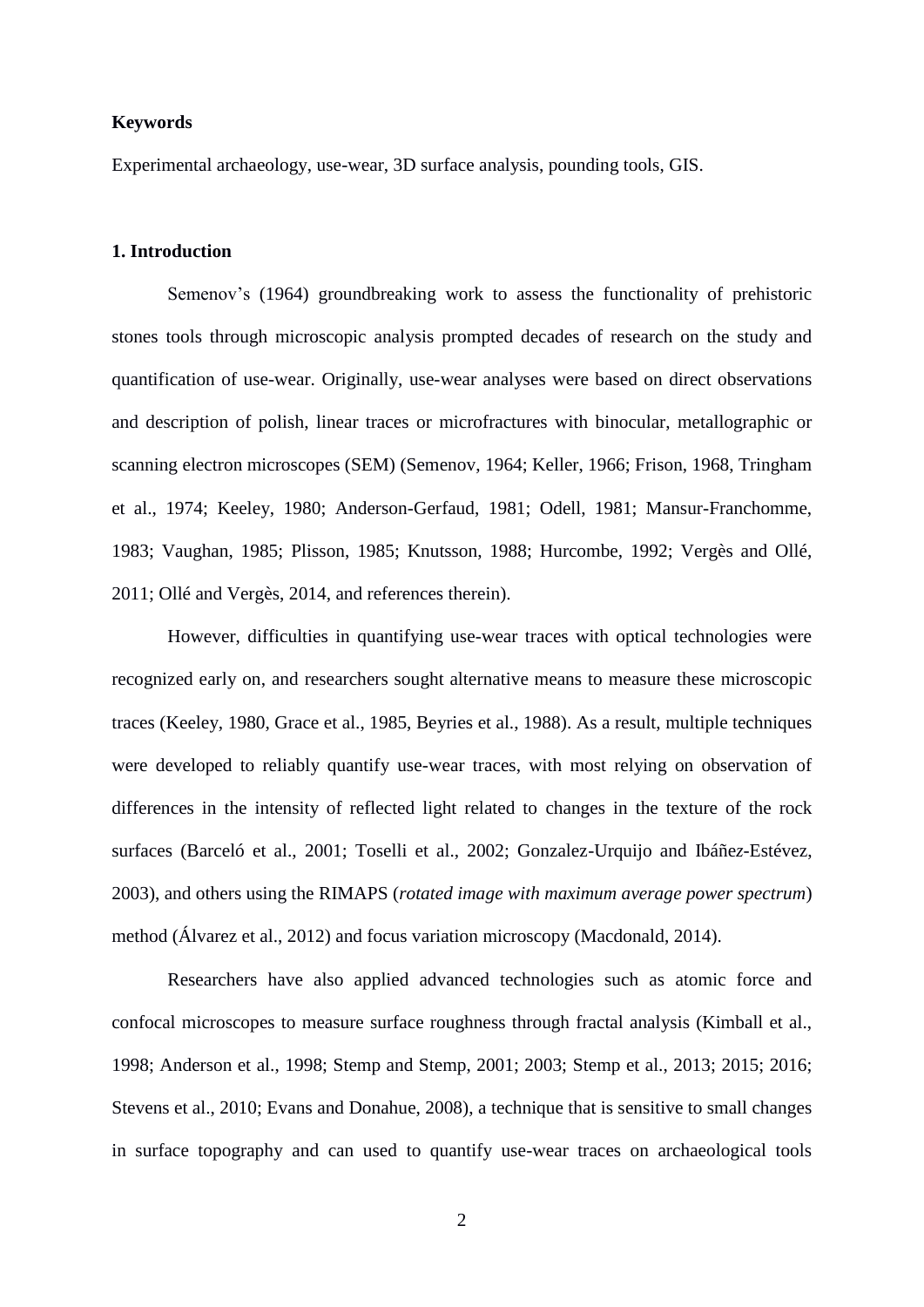**Keywords**

Experimental archaeology, use-wear, 3D surface analysis, pounding tools, GIS.

## 1. Introduction

Semenov's (1964) groundbreaking work to assess the functionality of prehistoric stones tools through microscopic analysis prompted decades of research on the study and quantification of use-wear. Originally, use-wear analyses were based on direct observations and description of polish, linear traces or microfractures with binocular, metallographic or scanning electron microscopes (SEM) (Semenov, 1964; Keller, 1966; Frison, 1968, Tringham et al., 1974; Keeley, 1980; Anderson-Gerfaud, 1981; Odell, 1981; Mansur-Franchomme, 1983; Vaughan, 1985; Plisson, 1985; Knutsson, 1988; Hurcombe, 1992; Vergès and Ollé, 2011; Ollé and Vergès, 2014, and references therein).

However, difficulties in quantifying use-wear traces with optical technologies were recognized early on, and researchers sought alternative means to measure these microscopic traces (Keeley, 1980, Grace et al., 1985, Beyries et al., 1988). As a result, multiple techniques were developed to reliably quantify use-wear traces, with most relying on observation of differences in the intensity of reflected light related to changes in the texture of the rock surfaces (Barceló et al., 2001; Toselli et al., 2002; Gonzalez-Urquijo and Ibáñez-Estévez, 2003), and others using the RIMAPS (*rotated image with maximum average power spectrum*) method (Álvarez et al., 2012) and focus variation microscopy (Macdonald, 2014).

Researchers have also applied advanced technologies such as atomic force and confocal microscopes to measure surface roughness through fractal analysis (Kimball et al., 1998; Anderson et al., 1998; Stemp and Stemp, 2001; 2003; Stemp et al., 2013; 2015; 2016; Stevens et al., 2010; Evans and Donahue, 2008), a technique that is sensitive to small changes in surface topography and can used to quantify use-wear traces on archaeological tools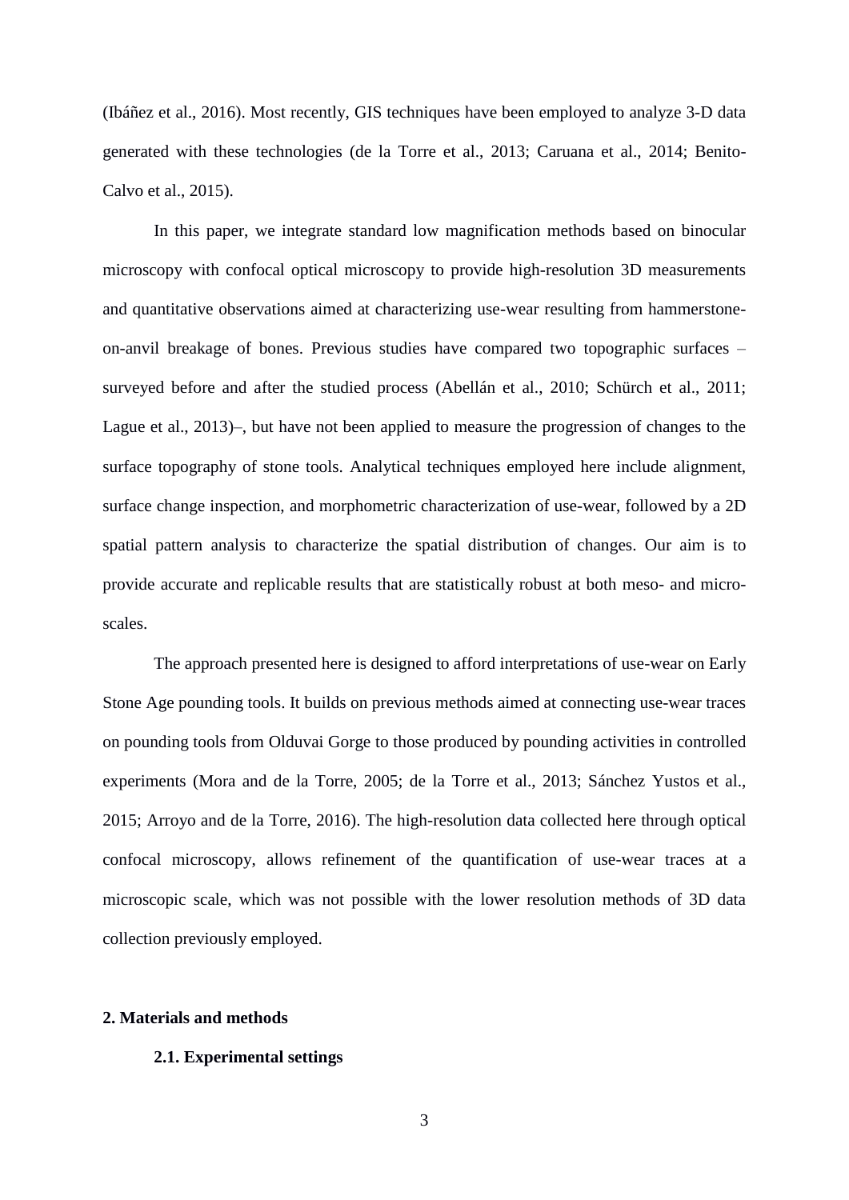(Ibáñez et al., 2016). Most recently, GIS techniques have been employed to analyze 3-D data generated with these technologies (de la Torre et al., 2013; Caruana et al., 2014; Benito-Calvo et al., 2015).

In this paper, we integrate standard low magnification methods based on binocular microscopy with confocal optical microscopy to provide high-resolution 3D measurements and quantitative observations aimed at characterizing use-wear resulting from hammerstone-on-anvil breakage of bones. Previous studies have compared two topographic surfaces – surveyed before and after the studied process (Abellán et al., 2010; Schürch et al., 2011; Lague et al., 2013)–, but have not been applied to measure the progression of changes to the surface topography of stone tools. Analytical techniques employed here include alignment, surface change inspection, and morphometric characterization of use-wear, followed by a 2D spatial pattern analysis to characterize the spatial distribution of changes. Our aim is to provide accurate and replicable results that are statistically robust at both meso- and micro-scales.

The approach presented here is designed to afford interpretations of use-wear on Early Stone Age pounding tools. It builds on previous methods aimed at connecting use-wear traces on pounding tools from Olduvai Gorge to those produced by pounding activities in controlled experiments (Mora and de la Torre, 2005; de la Torre et al., 2013; Sánchez Yustos et al., 2015; Arroyo and de la Torre, 2016). The high-resolution data collected here through optical confocal microscopy, allows refinement of the quantification of use-wear traces at a microscopic scale, which was not possible with the lower resolution methods of 3D data collection previously employed.

## 2. Materials and methods

### 2.1. Experimental settings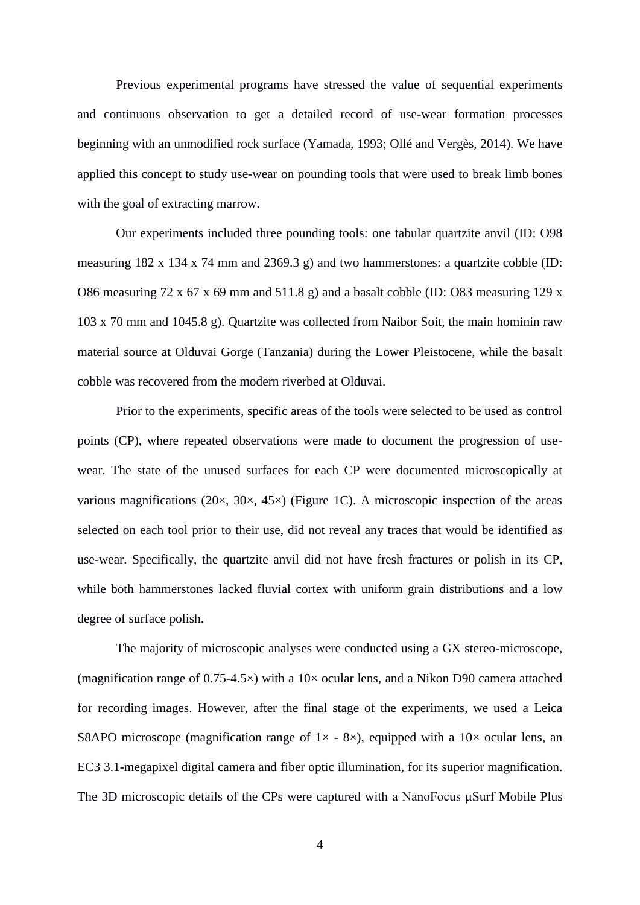Previous experimental programs have stressed the value of sequential experiments and continuous observation to get a detailed record of use-wear formation processes beginning with an unmodified rock surface (Yamada, 1993; Ollé and Vergès, 2014). We have applied this concept to study use-wear on pounding tools that were used to break limb bones with the goal of extracting marrow.

Our experiments included three pounding tools: one tabular quartzite anvil (ID: O98 measuring 182 x 134 x 74 mm and 2369.3 g) and two hammerstones: a quartzite cobble (ID: O86 measuring 72 x 67 x 69 mm and 511.8 g) and a basalt cobble (ID: O83 measuring 129 x 103 x 70 mm and 1045.8 g). Quartzite was collected from Naibor Soit, the main hominin raw material source at Olduvai Gorge (Tanzania) during the Lower Pleistocene, while the basalt cobble was recovered from the modern riverbed at Olduvai.

Prior to the experiments, specific areas of the tools were selected to be used as control points (CP), where repeated observations were made to document the progression of use-wear. The state of the unused surfaces for each CP were documented microscopically at various magnifications (20×, 30×, 45×) (Figure 1C). A microscopic inspection of the areas selected on each tool prior to their use, did not reveal any traces that would be identified as use-wear. Specifically, the quartzite anvil did not have fresh fractures or polish in its CP, while both hammerstones lacked fluvial cortex with uniform grain distributions and a low degree of surface polish.

The majority of microscopic analyses were conducted using a GX stereo-microscope, (magnification range of 0.75-4.5×) with a 10× ocular lens, and a Nikon D90 camera attached for recording images. However, after the final stage of the experiments, we used a Leica S8APO microscope (magnification range of 1× - 8×), equipped with a 10× ocular lens, an EC3 3.1-megapixel digital camera and fiber optic illumination, for its superior magnification. The 3D microscopic details of the CPs were captured with a NanoFocus μSurf Mobile Plus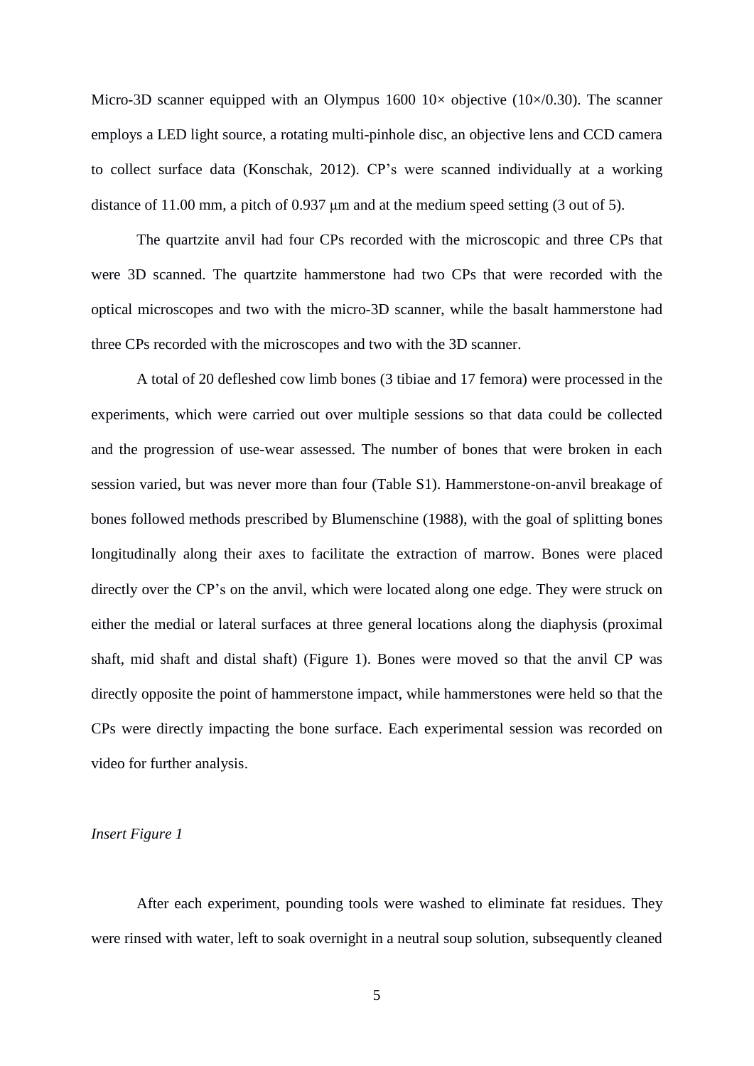Micro-3D scanner equipped with an Olympus 1600 10× objective (10×/0.30). The scanner employs a LED light source, a rotating multi-pinhole disc, an objective lens and CCD camera to collect surface data (Konschak, 2012). CP's were scanned individually at a working distance of 11.00 mm, a pitch of 0.937 μm and at the medium speed setting (3 out of 5).

The quartzite anvil had four CPs recorded with the microscopic and three CPs that were 3D scanned. The quartzite hammerstone had two CPs that were recorded with the optical microscopes and two with the micro-3D scanner, while the basalt hammerstone had three CPs recorded with the microscopes and two with the 3D scanner.

A total of 20 defleshed cow limb bones (3 tibiae and 17 femora) were processed in the experiments, which were carried out over multiple sessions so that data could be collected and the progression of use-wear assessed. The number of bones that were broken in each session varied, but was never more than four (Table S1). Hammerstone-on-anvil breakage of bones followed methods prescribed by Blumenschine (1988), with the goal of splitting bones longitudinally along their axes to facilitate the extraction of marrow. Bones were placed directly over the CP's on the anvil, which were located along one edge. They were struck on either the medial or lateral surfaces at three general locations along the diaphysis (proximal shaft, mid shaft and distal shaft) (Figure 1). Bones were moved so that the anvil CP was directly opposite the point of hammerstone impact, while hammerstones were held so that the CPs were directly impacting the bone surface. Each experimental session was recorded on video for further analysis.

*Insert Figure 1*

After each experiment, pounding tools were washed to eliminate fat residues. They were rinsed with water, left to soak overnight in a neutral soup solution, subsequently cleaned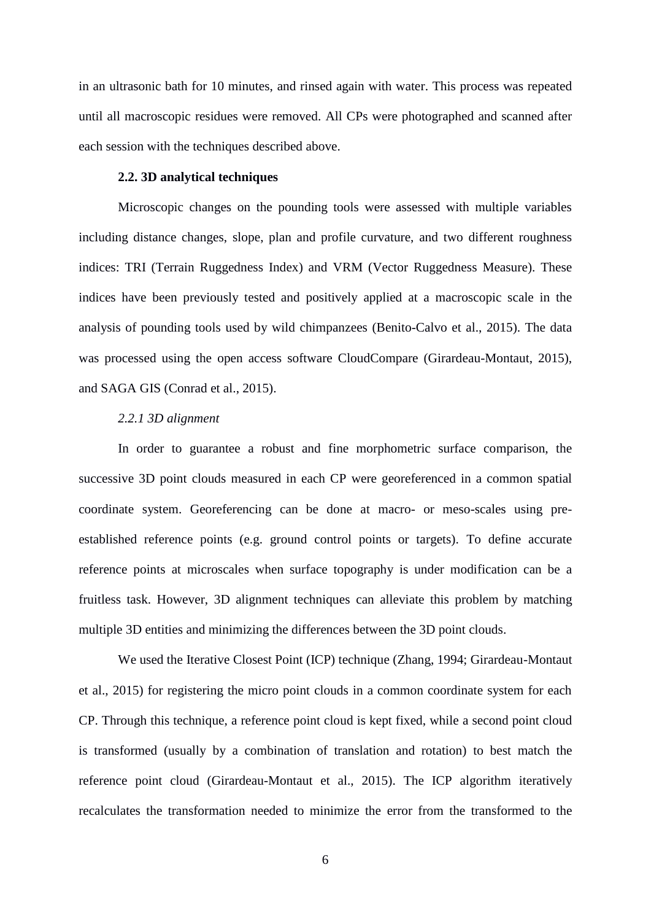in an ultrasonic bath for 10 minutes, and rinsed again with water. This process was repeated until all macroscopic residues were removed. All CPs were photographed and scanned after each session with the techniques described above.

### 2.2. 3D analytical techniques

Microscopic changes on the pounding tools were assessed with multiple variables including distance changes, slope, plan and profile curvature, and two different roughness indices: TRI (Terrain Ruggedness Index) and VRM (Vector Ruggedness Measure). These indices have been previously tested and positively applied at a macroscopic scale in the analysis of pounding tools used by wild chimpanzees (Benito-Calvo et al., 2015). The data was processed using the open access software CloudCompare (Girardeau-Montaut, 2015), and SAGA GIS (Conrad et al., 2015).

#### *2.2.1 3D alignment*

In order to guarantee a robust and fine morphometric surface comparison, the successive 3D point clouds measured in each CP were georeferenced in a common spatial coordinate system. Georeferencing can be done at macro- or meso-scales using pre-established reference points (e.g. ground control points or targets). To define accurate reference points at microscales when surface topography is under modification can be a fruitless task. However, 3D alignment techniques can alleviate this problem by matching multiple 3D entities and minimizing the differences between the 3D point clouds.

We used the Iterative Closest Point (ICP) technique (Zhang, 1994; Girardeau-Montaut et al., 2015) for registering the micro point clouds in a common coordinate system for each CP. Through this technique, a reference point cloud is kept fixed, while a second point cloud is transformed (usually by a combination of translation and rotation) to best match the reference point cloud (Girardeau-Montaut et al., 2015). The ICP algorithm iteratively recalculates the transformation needed to minimize the error from the transformed to the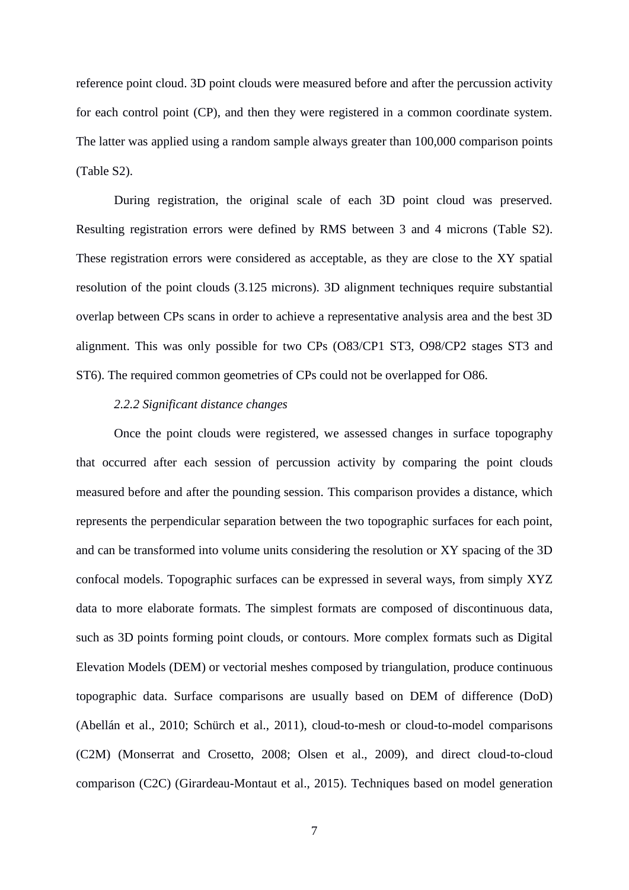reference point cloud. 3D point clouds were measured before and after the percussion activity for each control point (CP), and then they were registered in a common coordinate system. The latter was applied using a random sample always greater than 100,000 comparison points (Table S2).

During registration, the original scale of each 3D point cloud was preserved. Resulting registration errors were defined by RMS between 3 and 4 microns (Table S2). These registration errors were considered as acceptable, as they are close to the XY spatial resolution of the point clouds (3.125 microns). 3D alignment techniques require substantial overlap between CPs scans in order to achieve a representative analysis area and the best 3D alignment. This was only possible for two CPs (O83/CP1 ST3, O98/CP2 stages ST3 and ST6). The required common geometries of CPs could not be overlapped for O86.

#### *2.2.2 Significant distance changes*

Once the point clouds were registered, we assessed changes in surface topography that occurred after each session of percussion activity by comparing the point clouds measured before and after the pounding session. This comparison provides a distance, which represents the perpendicular separation between the two topographic surfaces for each point, and can be transformed into volume units considering the resolution or XY spacing of the 3D confocal models. Topographic surfaces can be expressed in several ways, from simply XYZ data to more elaborate formats. The simplest formats are composed of discontinuous data, such as 3D points forming point clouds, or contours. More complex formats such as Digital Elevation Models (DEM) or vectorial meshes composed by triangulation, produce continuous topographic data. Surface comparisons are usually based on DEM of difference (DoD) (Abellán et al., 2010; Schürch et al., 2011), cloud-to-mesh or cloud-to-model comparisons (C2M) (Monserrat and Crosetto, 2008; Olsen et al., 2009), and direct cloud-to-cloud comparison (C2C) (Girardeau-Montaut et al., 2015). Techniques based on model generation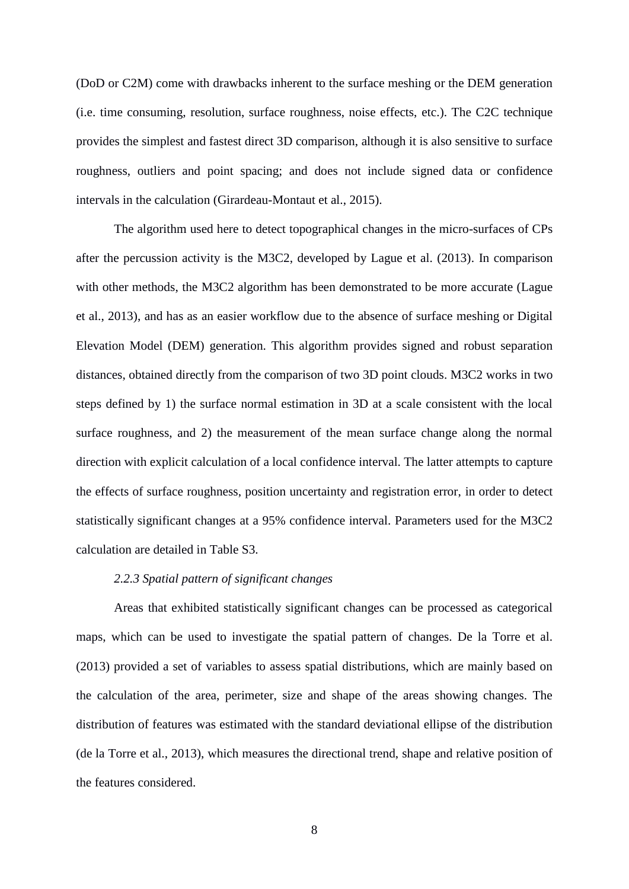(DoD or C2M) come with drawbacks inherent to the surface meshing or the DEM generation (i.e. time consuming, resolution, surface roughness, noise effects, etc.). The C2C technique provides the simplest and fastest direct 3D comparison, although it is also sensitive to surface roughness, outliers and point spacing; and does not include signed data or confidence intervals in the calculation (Girardeau-Montaut et al., 2015).

The algorithm used here to detect topographical changes in the micro-surfaces of CPs after the percussion activity is the M3C2, developed by Lague et al. (2013). In comparison with other methods, the M3C2 algorithm has been demonstrated to be more accurate (Lague et al., 2013), and has as an easier workflow due to the absence of surface meshing or Digital Elevation Model (DEM) generation. This algorithm provides signed and robust separation distances, obtained directly from the comparison of two 3D point clouds. M3C2 works in two steps defined by 1) the surface normal estimation in 3D at a scale consistent with the local surface roughness, and 2) the measurement of the mean surface change along the normal direction with explicit calculation of a local confidence interval. The latter attempts to capture the effects of surface roughness, position uncertainty and registration error, in order to detect statistically significant changes at a 95% confidence interval. Parameters used for the M3C2 calculation are detailed in Table S3.

### *2.2.3 Spatial pattern of significant changes*

Areas that exhibited statistically significant changes can be processed as categorical maps, which can be used to investigate the spatial pattern of changes. De la Torre et al. (2013) provided a set of variables to assess spatial distributions, which are mainly based on the calculation of the area, perimeter, size and shape of the areas showing changes. The distribution of features was estimated with the standard deviational ellipse of the distribution (de la Torre et al., 2013), which measures the directional trend, shape and relative position of the features considered.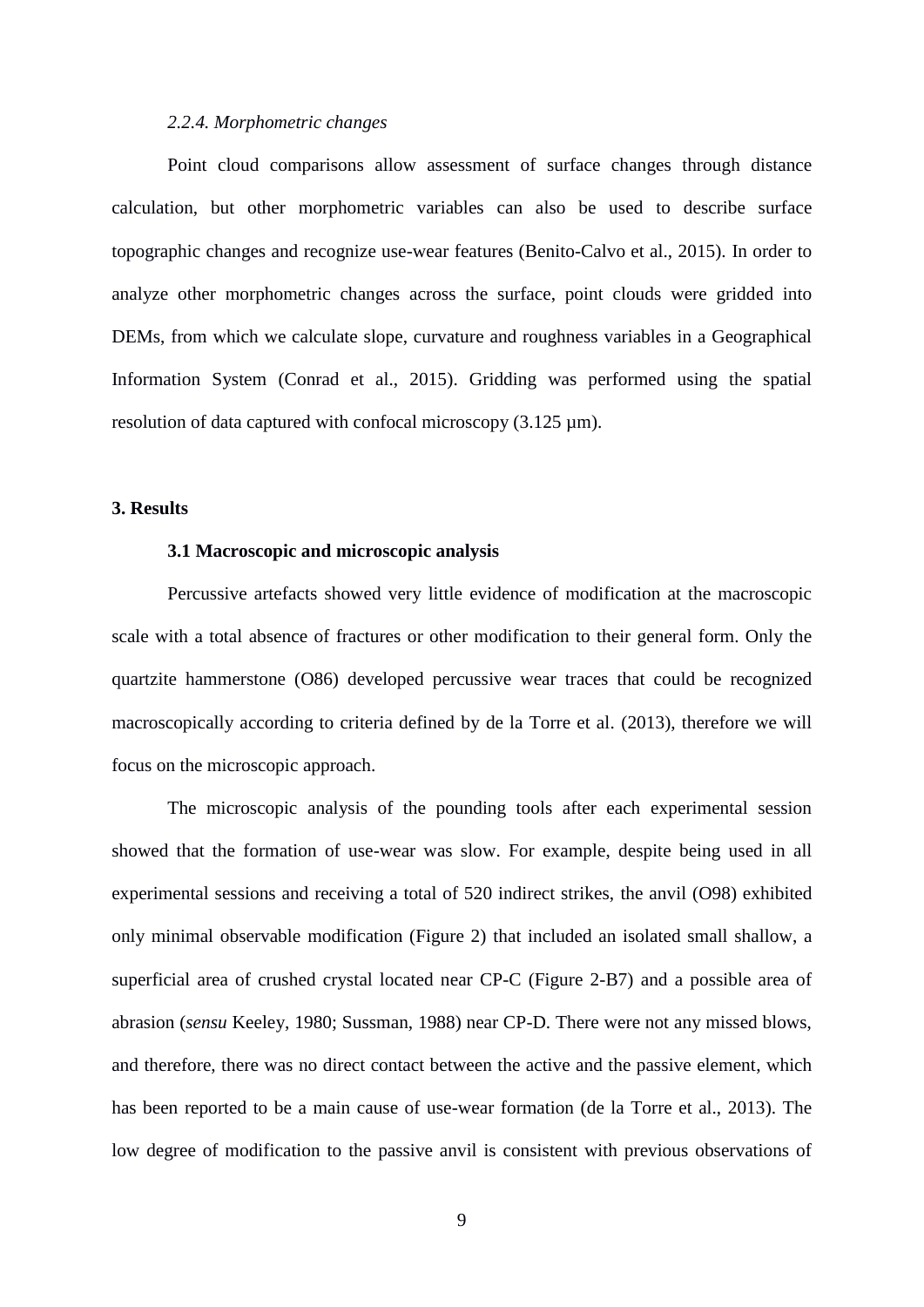### *2.2.4. Morphometric changes*

Point cloud comparisons allow assessment of surface changes through distance calculation, but other morphometric variables can also be used to describe surface topographic changes and recognize use-wear features (Benito-Calvo et al., 2015). In order to analyze other morphometric changes across the surface, point clouds were gridded into DEMs, from which we calculate slope, curvature and roughness variables in a Geographical Information System (Conrad et al., 2015). Gridding was performed using the spatial resolution of data captured with confocal microscopy (3.125 µm).

## 3. Results

### 3.1 Macroscopic and microscopic analysis

Percussive artefacts showed very little evidence of modification at the macroscopic scale with a total absence of fractures or other modification to their general form. Only the quartzite hammerstone (O86) developed percussive wear traces that could be recognized macroscopically according to criteria defined by de la Torre et al. (2013), therefore we will focus on the microscopic approach.

The microscopic analysis of the pounding tools after each experimental session showed that the formation of use-wear was slow. For example, despite being used in all experimental sessions and receiving a total of 520 indirect strikes, the anvil (O98) exhibited only minimal observable modification (Figure 2) that included an isolated small shallow, a superficial area of crushed crystal located near CP-C (Figure 2-B7) and a possible area of abrasion (*sensu* Keeley, 1980; Sussman, 1988) near CP-D. There were not any missed blows, and therefore, there was no direct contact between the active and the passive element, which has been reported to be a main cause of use-wear formation (de la Torre et al., 2013). The low degree of modification to the passive anvil is consistent with previous observations of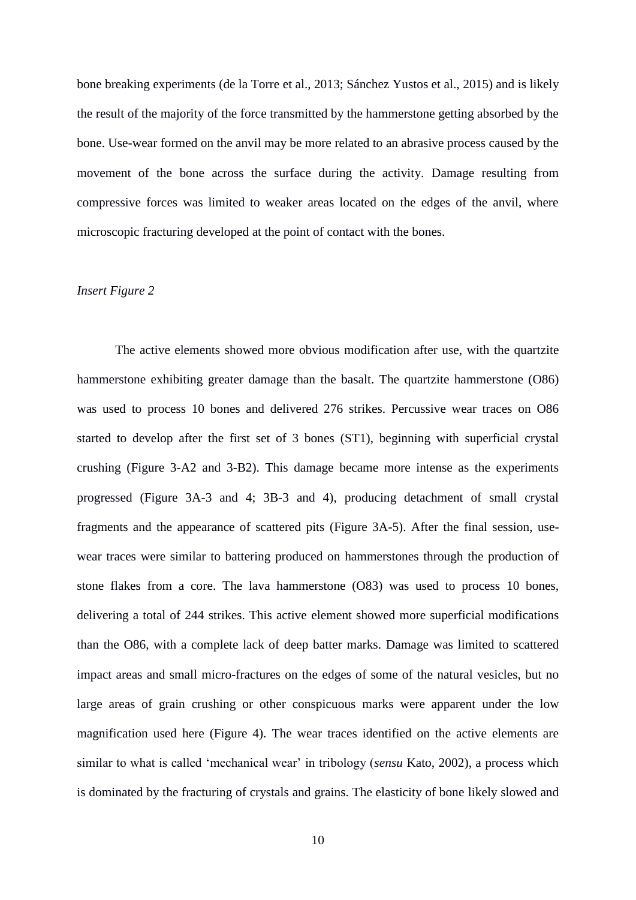bone breaking experiments (de la Torre et al., 2013; Sánchez Yustos et al., 2015) and is likely the result of the majority of the force transmitted by the hammerstone getting absorbed by the bone. Use-wear formed on the anvil may be more related to an abrasive process caused by the movement of the bone across the surface during the activity. Damage resulting from compressive forces was limited to weaker areas located on the edges of the anvil, where microscopic fracturing developed at the point of contact with the bones.

*Insert Figure 2*

The active elements showed more obvious modification after use, with the quartzite hammerstone exhibiting greater damage than the basalt. The quartzite hammerstone (O86) was used to process 10 bones and delivered 276 strikes. Percussive wear traces on O86 started to develop after the first set of 3 bones (ST1), beginning with superficial crystal crushing (Figure 3-A2 and 3-B2). This damage became more intense as the experiments progressed (Figure 3A-3 and 4; 3B-3 and 4), producing detachment of small crystal fragments and the appearance of scattered pits (Figure 3A-5). After the final session, use-wear traces were similar to battering produced on hammerstones through the production of stone flakes from a core. The lava hammerstone (O83) was used to process 10 bones, delivering a total of 244 strikes. This active element showed more superficial modifications than the O86, with a complete lack of deep batter marks. Damage was limited to scattered impact areas and small micro-fractures on the edges of some of the natural vesicles, but no large areas of grain crushing or other conspicuous marks were apparent under the low magnification used here (Figure 4). The wear traces identified on the active elements are similar to what is called 'mechanical wear' in tribology (*sensu* Kato, 2002), a process which is dominated by the fracturing of crystals and grains. The elasticity of bone likely slowed and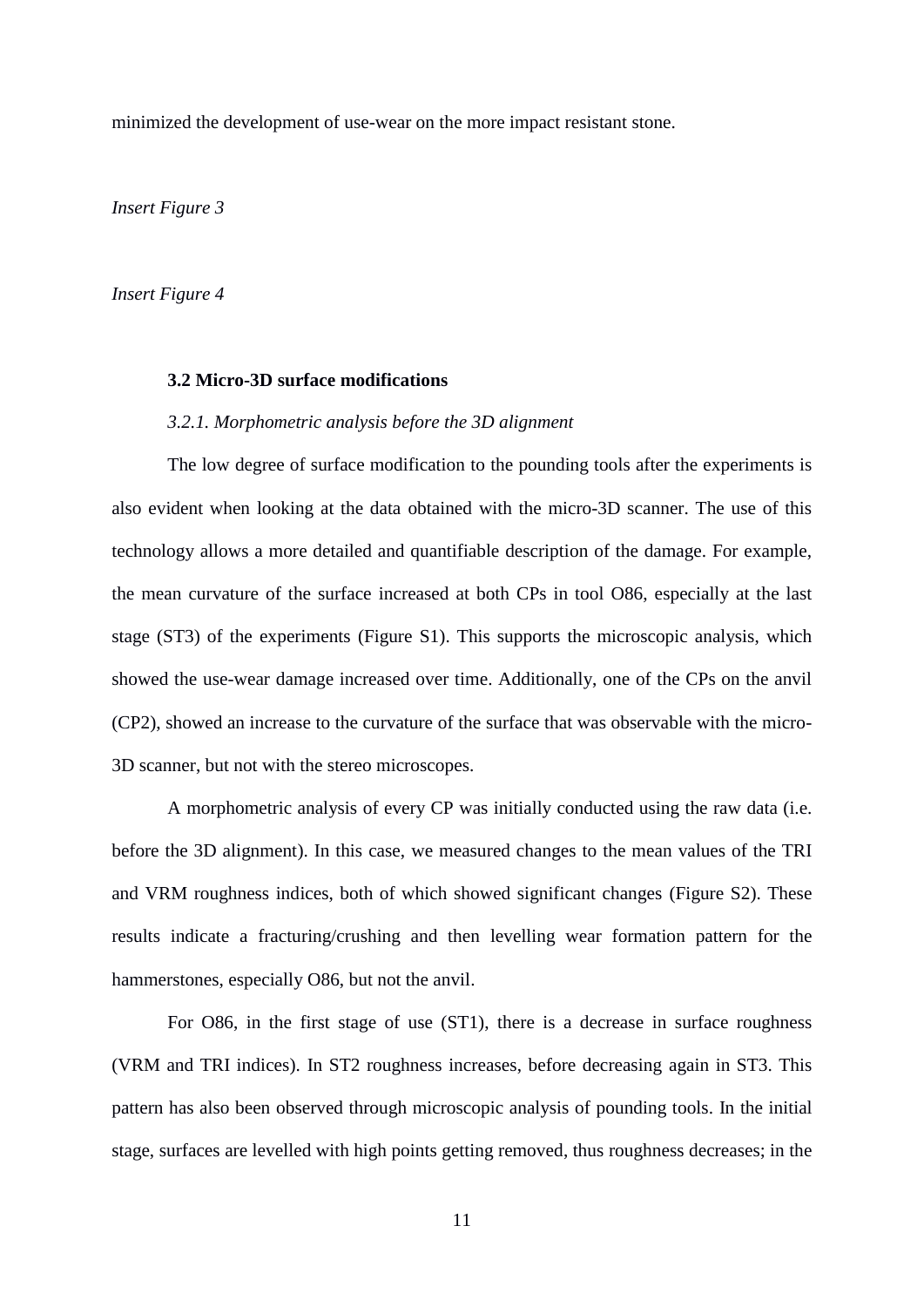minimized the development of use-wear on the more impact resistant stone.

*Insert Figure 3*

*Insert Figure 4*

### 3.2 Micro-3D surface modifications

#### *3.2.1. Morphometric analysis before the 3D alignment*

The low degree of surface modification to the pounding tools after the experiments is also evident when looking at the data obtained with the micro-3D scanner. The use of this technology allows a more detailed and quantifiable description of the damage. For example, the mean curvature of the surface increased at both CPs in tool O86, especially at the last stage (ST3) of the experiments (Figure S1). This supports the microscopic analysis, which showed the use-wear damage increased over time. Additionally, one of the CPs on the anvil (CP2), showed an increase to the curvature of the surface that was observable with the micro-3D scanner, but not with the stereo microscopes.

A morphometric analysis of every CP was initially conducted using the raw data (i.e. before the 3D alignment). In this case, we measured changes to the mean values of the TRI and VRM roughness indices, both of which showed significant changes (Figure S2). These results indicate a fracturing/crushing and then levelling wear formation pattern for the hammerstones, especially O86, but not the anvil.

For O86, in the first stage of use (ST1), there is a decrease in surface roughness (VRM and TRI indices). In ST2 roughness increases, before decreasing again in ST3. This pattern has also been observed through microscopic analysis of pounding tools. In the initial stage, surfaces are levelled with high points getting removed, thus roughness decreases; in the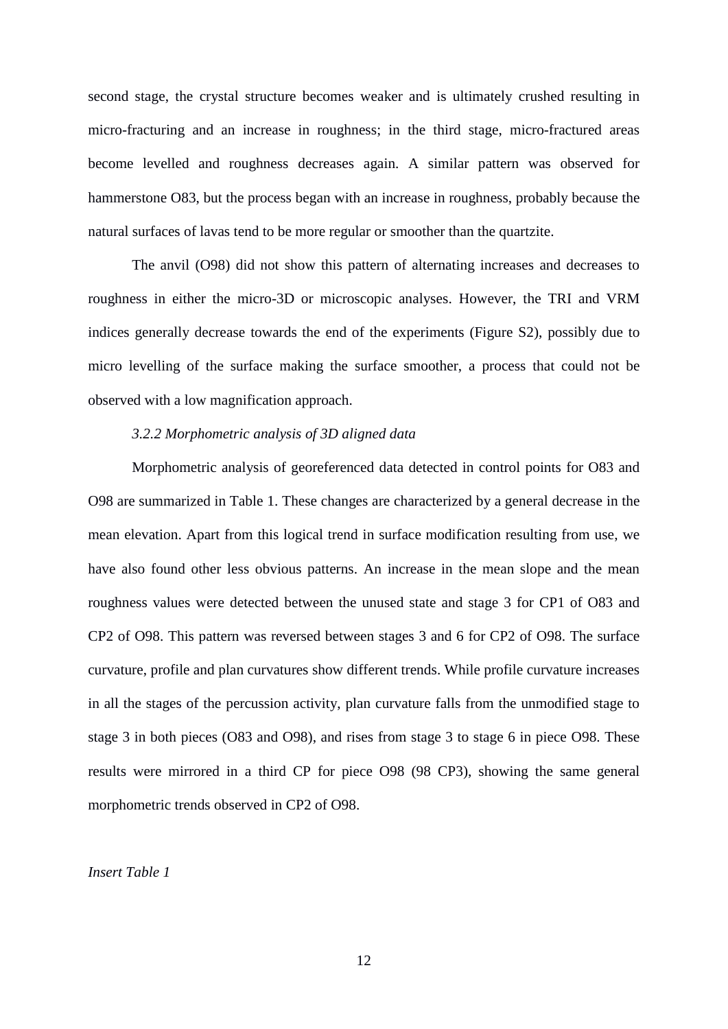second stage, the crystal structure becomes weaker and is ultimately crushed resulting in micro-fracturing and an increase in roughness; in the third stage, micro-fractured areas become levelled and roughness decreases again. A similar pattern was observed for hammerstone O83, but the process began with an increase in roughness, probably because the natural surfaces of lavas tend to be more regular or smoother than the quartzite.

The anvil (O98) did not show this pattern of alternating increases and decreases to roughness in either the micro-3D or microscopic analyses. However, the TRI and VRM indices generally decrease towards the end of the experiments (Figure S2), possibly due to micro levelling of the surface making the surface smoother, a process that could not be observed with a low magnification approach.

### *3.2.2 Morphometric analysis of 3D aligned data*

Morphometric analysis of georeferenced data detected in control points for O83 and O98 are summarized in Table 1. These changes are characterized by a general decrease in the mean elevation. Apart from this logical trend in surface modification resulting from use, we have also found other less obvious patterns. An increase in the mean slope and the mean roughness values were detected between the unused state and stage 3 for CP1 of O83 and CP2 of O98. This pattern was reversed between stages 3 and 6 for CP2 of O98. The surface curvature, profile and plan curvatures show different trends. While profile curvature increases in all the stages of the percussion activity, plan curvature falls from the unmodified stage to stage 3 in both pieces (O83 and O98), and rises from stage 3 to stage 6 in piece O98. These results were mirrored in a third CP for piece O98 (98 CP3), showing the same general morphometric trends observed in CP2 of O98.

*Insert Table 1*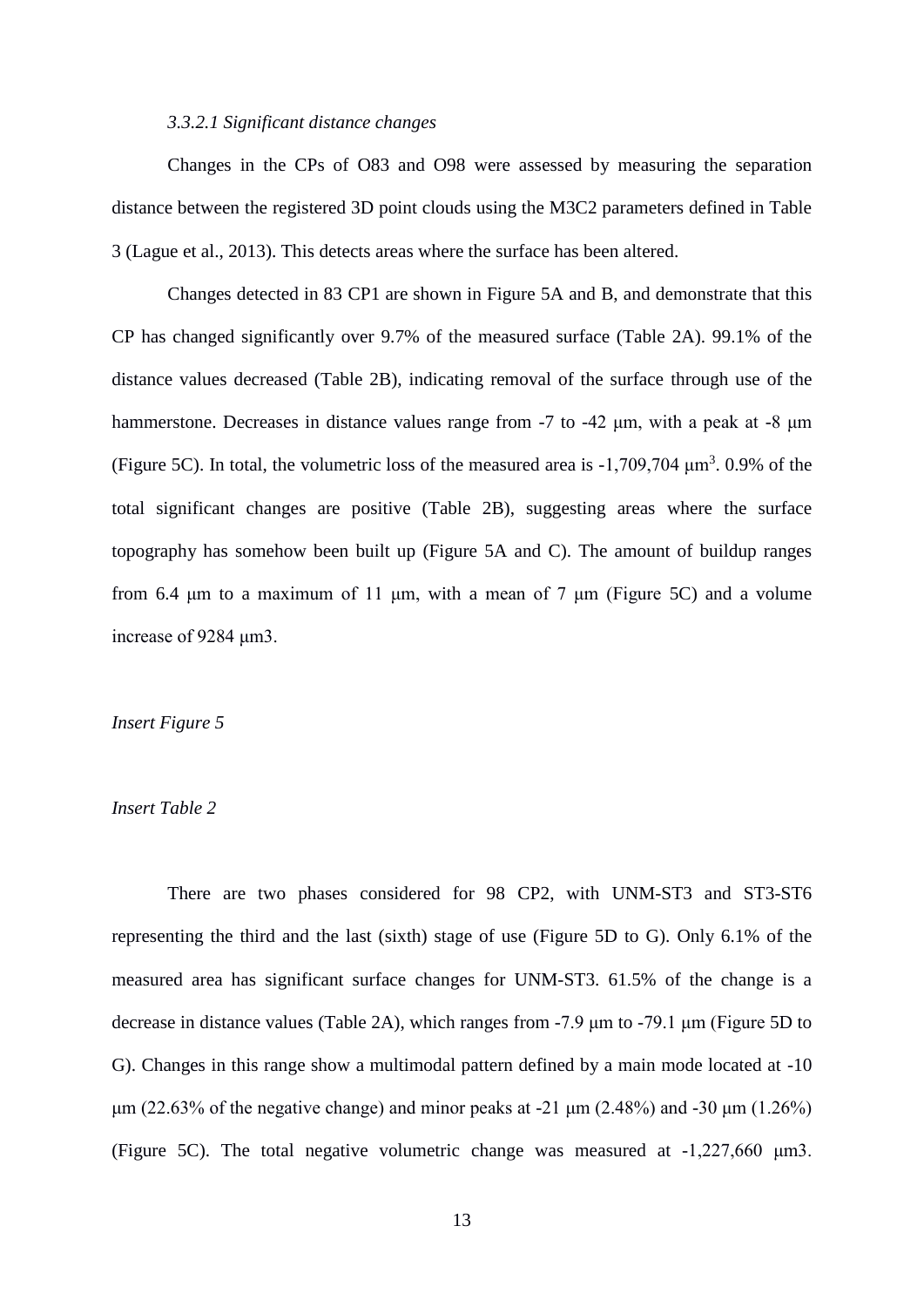*3.3.2.1 Significant distance changes*

Changes in the CPs of O83 and O98 were assessed by measuring the separation distance between the registered 3D point clouds using the M3C2 parameters defined in Table 3 (Lague et al., 2013). This detects areas where the surface has been altered.

Changes detected in 83 CP1 are shown in Figure 5A and B, and demonstrate that this CP has changed significantly over 9.7% of the measured surface (Table 2A). 99.1% of the distance values decreased (Table 2B), indicating removal of the surface through use of the hammerstone. Decreases in distance values range from -7 to -42 μm, with a peak at -8 μm (Figure 5C). In total, the volumetric loss of the measured area is -1,709,704 $\mu m^3$. 0.9% of the total significant changes are positive (Table 2B), suggesting areas where the surface topography has somehow been built up (Figure 5A and C). The amount of buildup ranges from 6.4 μm to a maximum of 11 μm, with a mean of 7 μm (Figure 5C) and a volume increase of 9284 μm3.

*Insert Figure 5*

*Insert Table 2*

There are two phases considered for 98 CP2, with UNM-ST3 and ST3-ST6 representing the third and the last (sixth) stage of use (Figure 5D to G). Only 6.1% of the measured area has significant surface changes for UNM-ST3. 61.5% of the change is a decrease in distance values (Table 2A), which ranges from -7.9 μm to -79.1 μm (Figure 5D to G). Changes in this range show a multimodal pattern defined by a main mode located at -10 μm (22.63% of the negative change) and minor peaks at -21 μm (2.48%) and -30 μm (1.26%) (Figure 5C). The total negative volumetric change was measured at -1,227,660 μm3.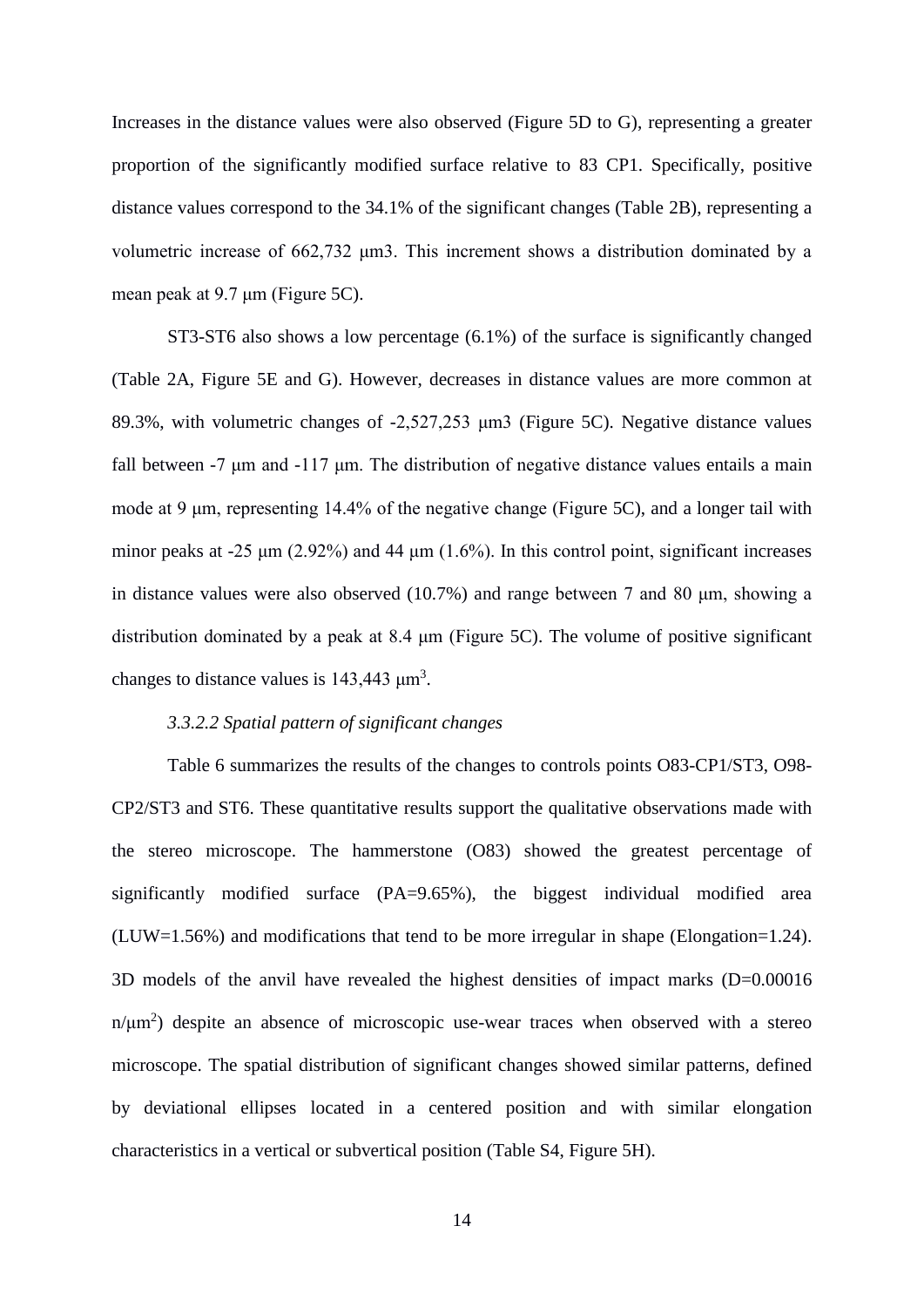Increases in the distance values were also observed (Figure 5D to G), representing a greater proportion of the significantly modified surface relative to 83 CP1. Specifically, positive distance values correspond to the 34.1% of the significant changes (Table 2B), representing a volumetric increase of 662,732 μm3. This increment shows a distribution dominated by a mean peak at 9.7 μm (Figure 5C).

ST3-ST6 also shows a low percentage (6.1%) of the surface is significantly changed (Table 2A, Figure 5E and G). However, decreases in distance values are more common at 89.3%, with volumetric changes of -2,527,253 μm3 (Figure 5C). Negative distance values fall between -7 μm and -117 μm. The distribution of negative distance values entails a main mode at 9 μm, representing 14.4% of the negative change (Figure 5C), and a longer tail with minor peaks at -25 μm (2.92%) and 44 μm (1.6%). In this control point, significant increases in distance values were also observed (10.7%) and range between 7 and 80 μm, showing a distribution dominated by a peak at 8.4 μm (Figure 5C). The volume of positive significant changes to distance values is 143,443 $\mu m^3$.

*3.3.2.2 Spatial pattern of significant changes*

Table 6 summarizes the results of the changes to controls points O83-CP1/ST3, O98-CP2/ST3 and ST6. These quantitative results support the qualitative observations made with the stereo microscope. The hammerstone (O83) showed the greatest percentage of significantly modified surface (PA=9.65%), the biggest individual modified area (LUW=1.56%) and modifications that tend to be more irregular in shape (Elongation=1.24). 3D models of the anvil have revealed the highest densities of impact marks (D=0.00016 $n/\mu m^2$) despite an absence of microscopic use-wear traces when observed with a stereo microscope. The spatial distribution of significant changes showed similar patterns, defined by deviational ellipses located in a centered position and with similar elongation characteristics in a vertical or subvertical position (Table S4, Figure 5H).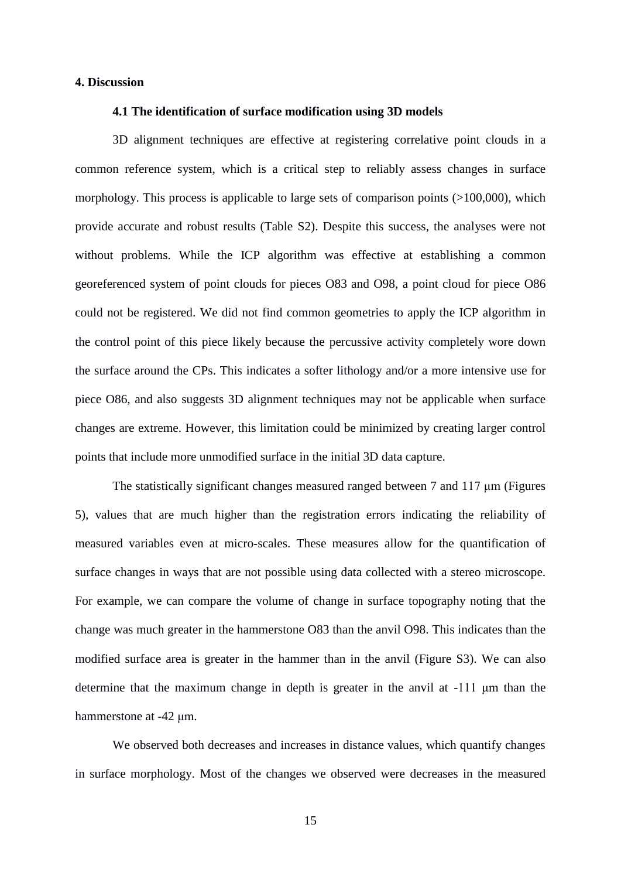# 4. Discussion

## 4.1 The identification of surface modification using 3D models

3D alignment techniques are effective at registering correlative point clouds in a common reference system, which is a critical step to reliably assess changes in surface morphology. This process is applicable to large sets of comparison points (>100,000), which provide accurate and robust results (Table S2). Despite this success, the analyses were not without problems. While the ICP algorithm was effective at establishing a common georeferenced system of point clouds for pieces O83 and O98, a point cloud for piece O86 could not be registered. We did not find common geometries to apply the ICP algorithm in the control point of this piece likely because the percussive activity completely wore down the surface around the CPs. This indicates a softer lithology and/or a more intensive use for piece O86, and also suggests 3D alignment techniques may not be applicable when surface changes are extreme. However, this limitation could be minimized by creating larger control points that include more unmodified surface in the initial 3D data capture.

The statistically significant changes measured ranged between 7 and 117 μm (Figures 5), values that are much higher than the registration errors indicating the reliability of measured variables even at micro-scales. These measures allow for the quantification of surface changes in ways that are not possible using data collected with a stereo microscope. For example, we can compare the volume of change in surface topography noting that the change was much greater in the hammerstone O83 than the anvil O98. This indicates than the modified surface area is greater in the hammer than in the anvil (Figure S3). We can also determine that the maximum change in depth is greater in the anvil at -111 μm than the hammerstone at -42 μm.

We observed both decreases and increases in distance values, which quantify changes in surface morphology. Most of the changes we observed were decreases in the measured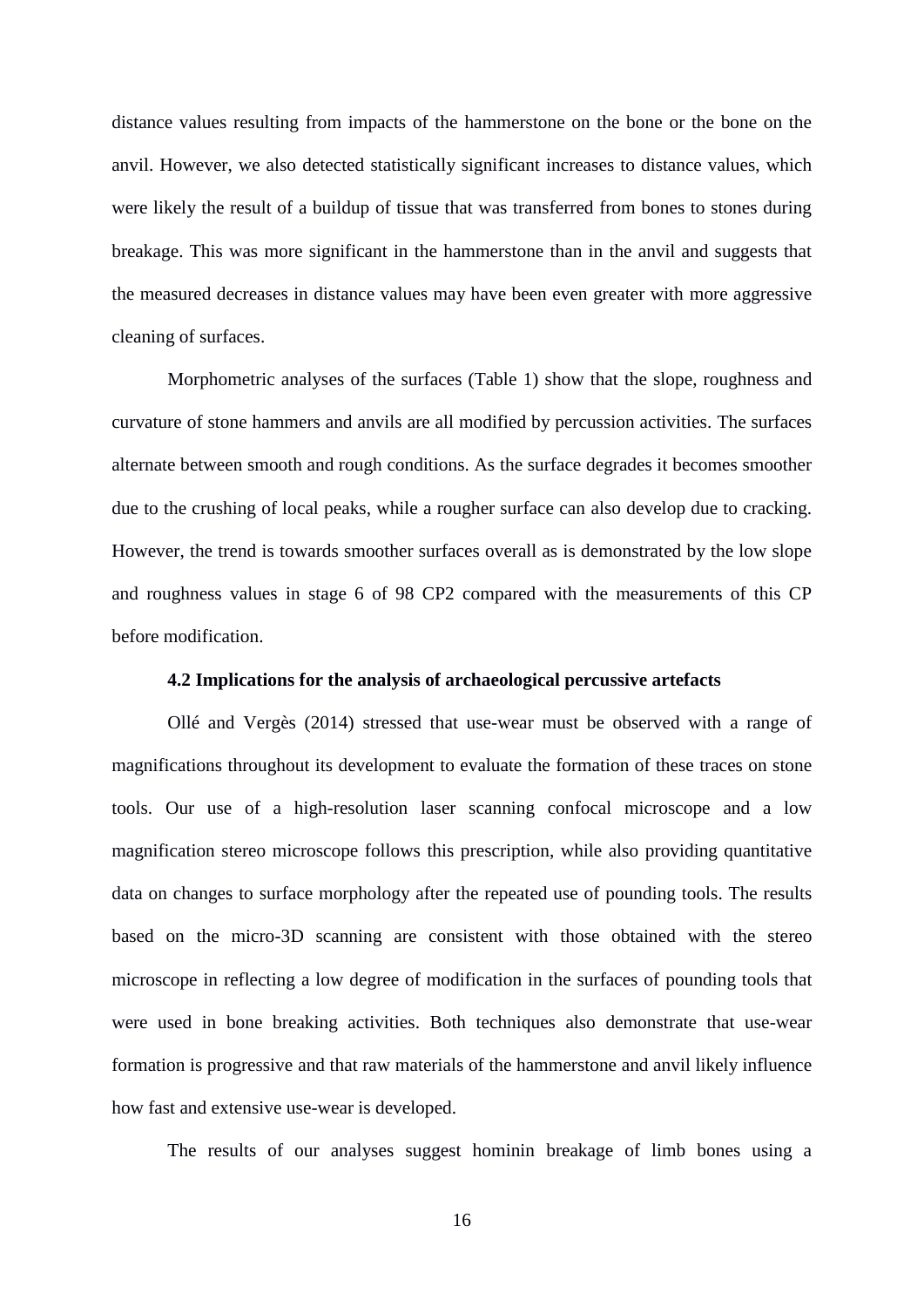distance values resulting from impacts of the hammerstone on the bone or the bone on the anvil. However, we also detected statistically significant increases to distance values, which were likely the result of a buildup of tissue that was transferred from bones to stones during breakage. This was more significant in the hammerstone than in the anvil and suggests that the measured decreases in distance values may have been even greater with more aggressive cleaning of surfaces.

Morphometric analyses of the surfaces (Table 1) show that the slope, roughness and curvature of stone hammers and anvils are all modified by percussion activities. The surfaces alternate between smooth and rough conditions. As the surface degrades it becomes smoother due to the crushing of local peaks, while a rougher surface can also develop due to cracking. However, the trend is towards smoother surfaces overall as is demonstrated by the low slope and roughness values in stage 6 of 98 CP2 compared with the measurements of this CP before modification.

### 4.2 Implications for the analysis of archaeological percussive artefacts

Ollé and Vergès (2014) stressed that use-wear must be observed with a range of magnifications throughout its development to evaluate the formation of these traces on stone tools. Our use of a high-resolution laser scanning confocal microscope and a low magnification stereo microscope follows this prescription, while also providing quantitative data on changes to surface morphology after the repeated use of pounding tools. The results based on the micro-3D scanning are consistent with those obtained with the stereo microscope in reflecting a low degree of modification in the surfaces of pounding tools that were used in bone breaking activities. Both techniques also demonstrate that use-wear formation is progressive and that raw materials of the hammerstone and anvil likely influence how fast and extensive use-wear is developed.

The results of our analyses suggest hominin breakage of limb bones using a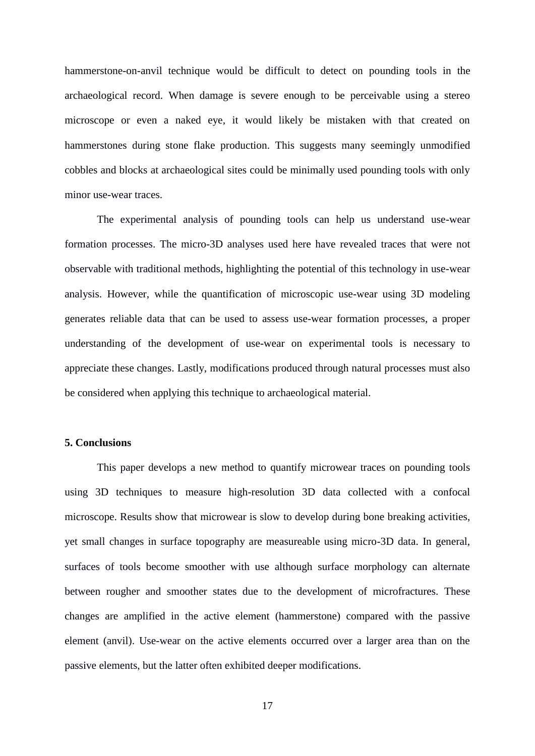hammerstone-on-anvil technique would be difficult to detect on pounding tools in the archaeological record. When damage is severe enough to be perceivable using a stereo microscope or even a naked eye, it would likely be mistaken with that created on hammerstones during stone flake production. This suggests many seemingly unmodified cobbles and blocks at archaeological sites could be minimally used pounding tools with only minor use-wear traces.

The experimental analysis of pounding tools can help us understand use-wear formation processes. The micro-3D analyses used here have revealed traces that were not observable with traditional methods, highlighting the potential of this technology in use-wear analysis. However, while the quantification of microscopic use-wear using 3D modeling generates reliable data that can be used to assess use-wear formation processes, a proper understanding of the development of use-wear on experimental tools is necessary to appreciate these changes. Lastly, modifications produced through natural processes must also be considered when applying this technique to archaeological material.

## 5. Conclusions

This paper develops a new method to quantify microwear traces on pounding tools using 3D techniques to measure high-resolution 3D data collected with a confocal microscope. Results show that microwear is slow to develop during bone breaking activities, yet small changes in surface topography are measureable using micro-3D data. In general, surfaces of tools become smoother with use although surface morphology can alternate between rougher and smoother states due to the development of microfractures. These changes are amplified in the active element (hammerstone) compared with the passive element (anvil). Use-wear on the active elements occurred over a larger area than on the passive elements, but the latter often exhibited deeper modifications.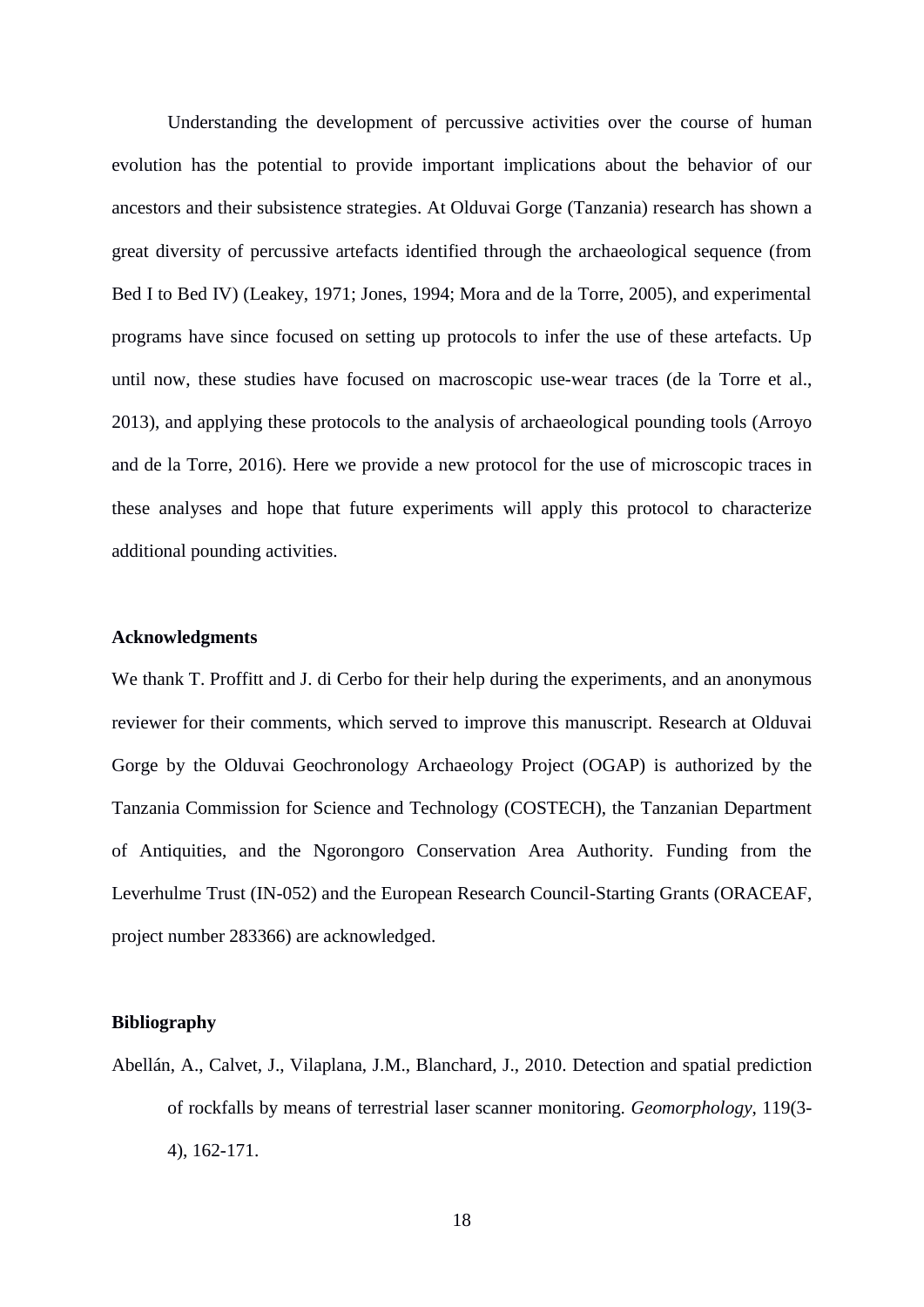Understanding the development of percussive activities over the course of human evolution has the potential to provide important implications about the behavior of our ancestors and their subsistence strategies. At Olduvai Gorge (Tanzania) research has shown a great diversity of percussive artefacts identified through the archaeological sequence (from Bed I to Bed IV) (Leakey, 1971; Jones, 1994; Mora and de la Torre, 2005), and experimental programs have since focused on setting up protocols to infer the use of these artefacts. Up until now, these studies have focused on macroscopic use-wear traces (de la Torre et al., 2013), and applying these protocols to the analysis of archaeological pounding tools (Arroyo and de la Torre, 2016). Here we provide a new protocol for the use of microscopic traces in these analyses and hope that future experiments will apply this protocol to characterize additional pounding activities.

## Acknowledgments

We thank T. Proffitt and J. di Cerbo for their help during the experiments, and an anonymous reviewer for their comments, which served to improve this manuscript. Research at Olduvai Gorge by the Olduvai Geochronology Archaeology Project (OGAP) is authorized by the Tanzania Commission for Science and Technology (COSTECH), the Tanzanian Department of Antiquities, and the Ngorongoro Conservation Area Authority. Funding from the Leverhulme Trust (IN-052) and the European Research Council-Starting Grants (ORACEAF, project number 283366) are acknowledged.

## Bibliography

Abellán, A., Calvet, J., Vilaplana, J.M., Blanchard, J., 2010. Detection and spatial prediction of rockfalls by means of terrestrial laser scanner monitoring. *Geomorphology*, 119(3-4), 162-171.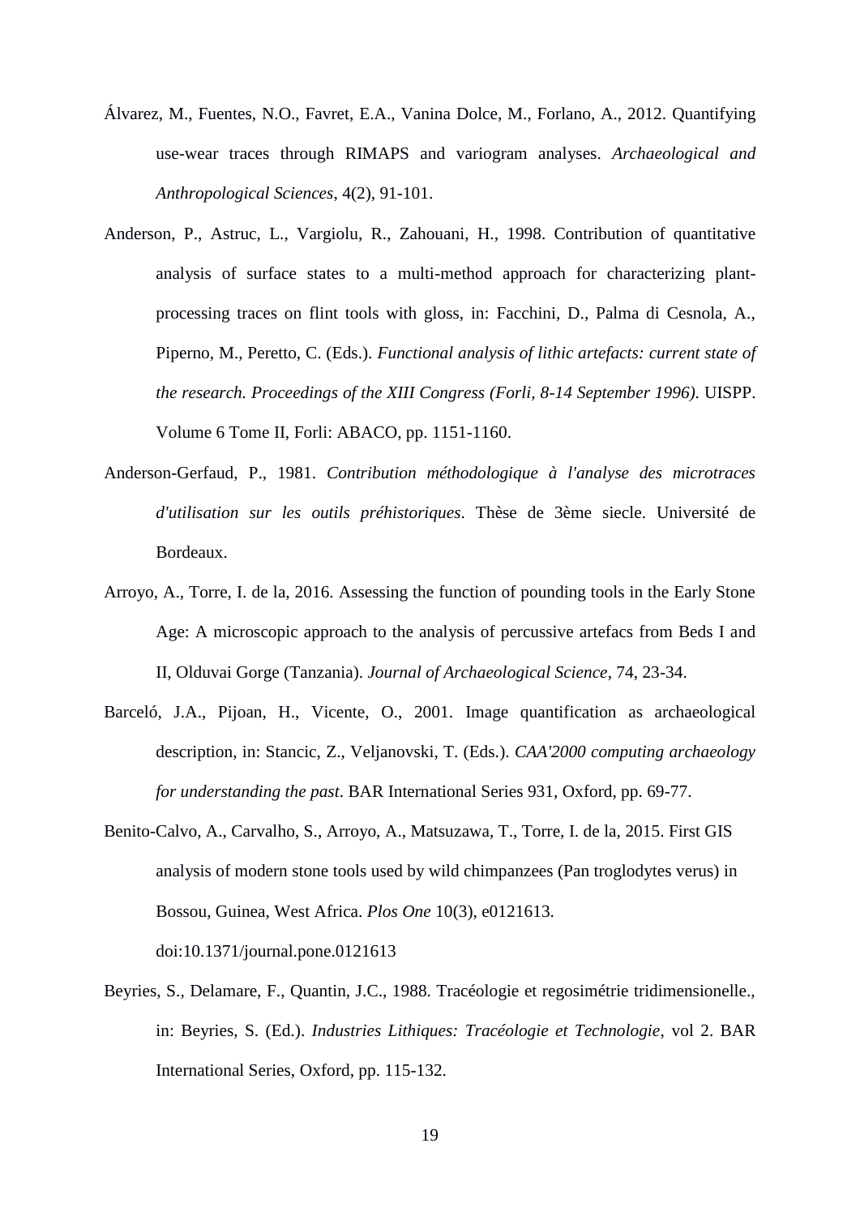Álvarez, M., Fuentes, N.O., Favret, E.A., Vanina Dolce, M., Forlano, A., 2012. Quantifying use-wear traces through RIMAPS and variogram analyses. *Archaeological and Anthropological Sciences*, 4(2), 91-101.

Anderson, P., Astruc, L., Vargiolu, R., Zahouani, H., 1998. Contribution of quantitative analysis of surface states to a multi-method approach for characterizing plant-processing traces on flint tools with gloss, in: Facchini, D., Palma di Cesnola, A., Piperno, M., Peretto, C. (Eds.). *Functional analysis of lithic artefacts: current state of the research. Proceedings of the XIII Congress (Forli, 8-14 September 1996).* UISPP. Volume 6 Tome II, Forli: ABACO, pp. 1151-1160.

Anderson-Gerfaud, P., 1981. *Contribution méthodologique à l'analyse des microtraces d'utilisation sur les outils préhistoriques*. Thèse de 3ème siecle. Université de Bordeaux.

Arroyo, A., Torre, I. de la, 2016. Assessing the function of pounding tools in the Early Stone Age: A microscopic approach to the analysis of percussive artefacs from Beds I and II, Olduvai Gorge (Tanzania). *Journal of Archaeological Science*, 74, 23-34.

Barceló, J.A., Pijoan, H., Vicente, O., 2001. Image quantification as archaeological description, in: Stancic, Z., Veljanovski, T. (Eds.). *CAA'2000 computing archaeology for understanding the past*. BAR International Series 931, Oxford, pp. 69-77.

Benito-Calvo, A., Carvalho, S., Arroyo, A., Matsuzawa, T., Torre, I. de la, 2015. First GIS analysis of modern stone tools used by wild chimpanzees (Pan troglodytes verus) in Bossou, Guinea, West Africa. *Plos One* 10(3), e0121613. doi:10.1371/journal.pone.0121613

Beyries, S., Delamare, F., Quantin, J.C., 1988. Tracéologie et regosimétrie tridimensionelle., in: Beyries, S. (Ed.). *Industries Lithiques: Tracéologie et Technologie*, vol 2. BAR International Series, Oxford, pp. 115-132.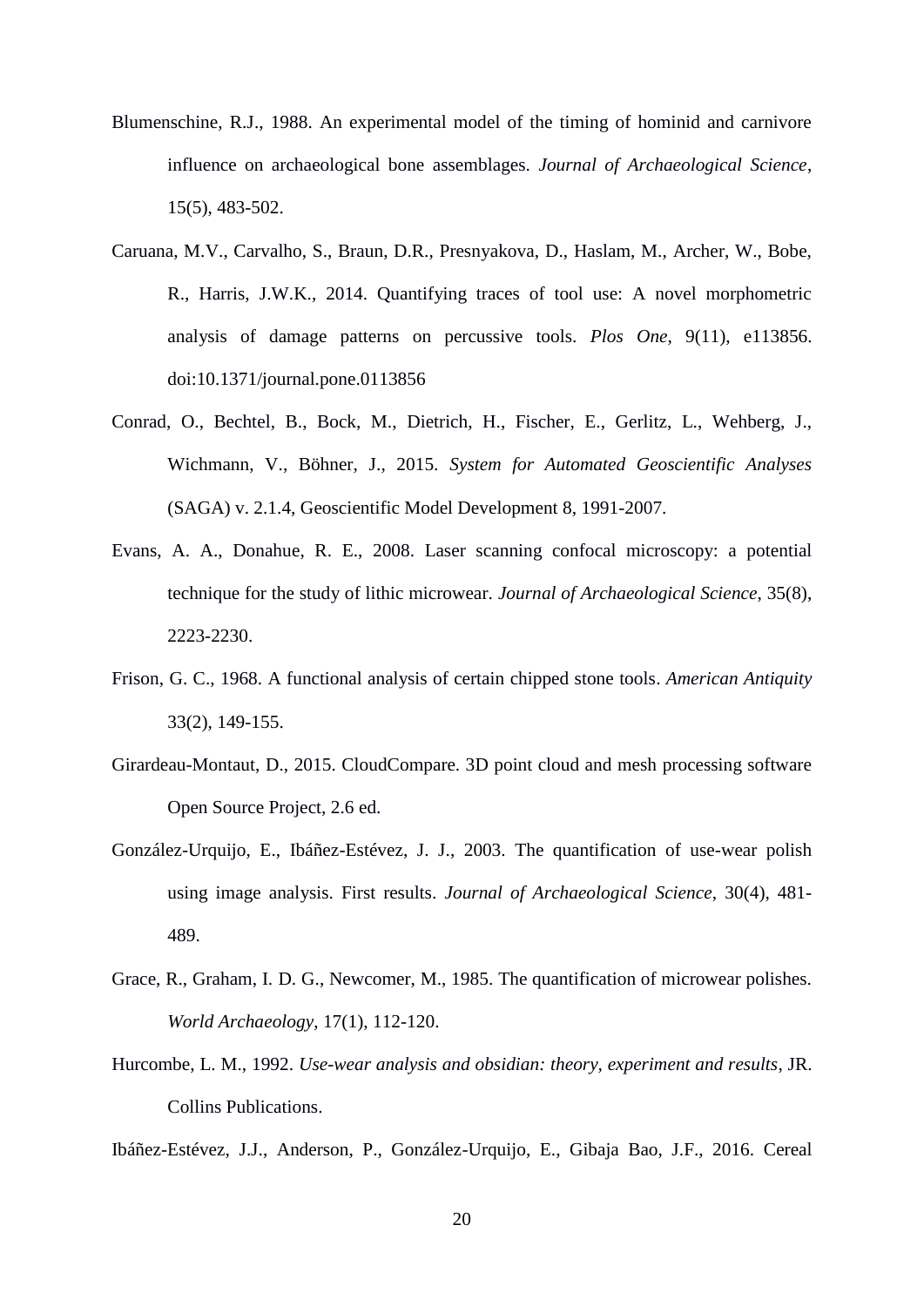Blumenschine, R.J., 1988. An experimental model of the timing of hominid and carnivore influence on archaeological bone assemblages. *Journal of Archaeological Science*, 15(5), 483-502.

Caruana, M.V., Carvalho, S., Braun, D.R., Presnyakova, D., Haslam, M., Archer, W., Bobe, R., Harris, J.W.K., 2014. Quantifying traces of tool use: A novel morphometric analysis of damage patterns on percussive tools. *Plos One*, 9(11), e113856. doi:10.1371/journal.pone.0113856

Conrad, O., Bechtel, B., Bock, M., Dietrich, H., Fischer, E., Gerlitz, L., Wehberg, J., Wichmann, V., Böhner, J., 2015. *System for Automated Geoscientific Analyses* (SAGA) v. 2.1.4, Geoscientific Model Development 8, 1991-2007.

Evans, A. A., Donahue, R. E., 2008. Laser scanning confocal microscopy: a potential technique for the study of lithic microwear. *Journal of Archaeological Science*, 35(8), 2223-2230.

Frison, G. C., 1968. A functional analysis of certain chipped stone tools. *American Antiquity* 33(2), 149-155.

Girardeau-Montaut, D., 2015. CloudCompare. 3D point cloud and mesh processing software Open Source Project, 2.6 ed.

González-Urquijo, E., Ibáñez-Estévez, J. J., 2003. The quantification of use-wear polish using image analysis. First results. *Journal of Archaeological Science*, 30(4), 481-489.

Grace, R., Graham, I. D. G., Newcomer, M., 1985. The quantification of microwear polishes. *World Archaeology*, 17(1), 112-120.

Hurcombe, L. M., 1992. *Use-wear analysis and obsidian: theory, experiment and results*, JR. Collins Publications.

Ibáñez-Estévez, J.J., Anderson, P., González-Urquijo, E., Gibaja Bao, J.F., 2016. Cereal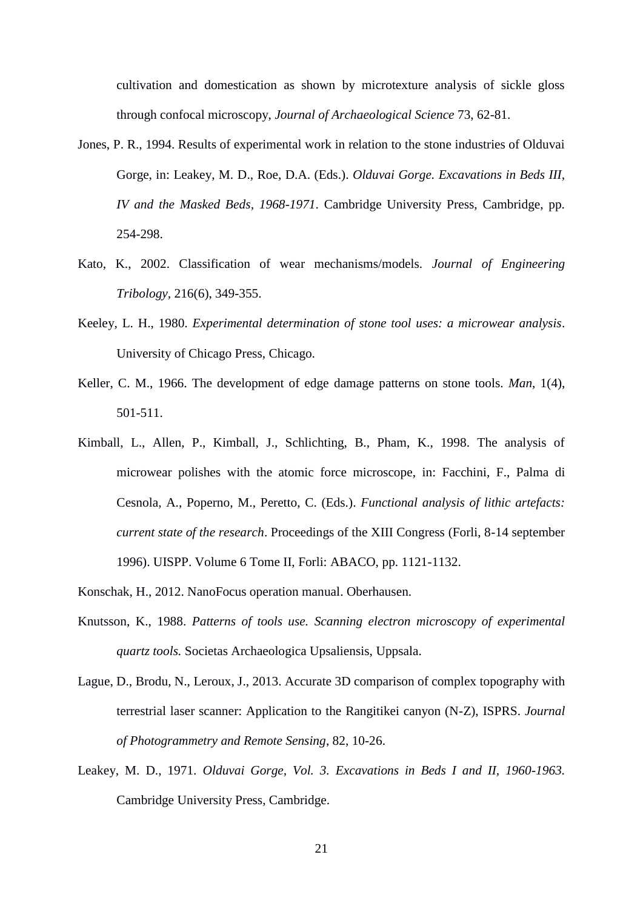cultivation and domestication as shown by microtexture analysis of sickle gloss through confocal microscopy, *Journal of Archaeological Science* 73, 62-81.

Jones, P. R., 1994. Results of experimental work in relation to the stone industries of Olduvai Gorge, in: Leakey, M. D., Roe, D.A. (Eds.). *Olduvai Gorge. Excavations in Beds III, IV and the Masked Beds, 1968-1971*. Cambridge University Press, Cambridge, pp. 254-298.

Kato, K., 2002. Classification of wear mechanisms/models. *Journal of Engineering Tribology*, 216(6), 349-355.

Keeley, L. H., 1980. *Experimental determination of stone tool uses: a microwear analysis*. University of Chicago Press, Chicago.

Keller, C. M., 1966. The development of edge damage patterns on stone tools. *Man*, 1(4), 501-511.

Kimball, L., Allen, P., Kimball, J., Schlichting, B., Pham, K., 1998. The analysis of microwear polishes with the atomic force microscope, in: Facchini, F., Palma di Cesnola, A., Poperno, M., Peretto, C. (Eds.). *Functional analysis of lithic artefacts: current state of the research*. Proceedings of the XIII Congress (Forli, 8-14 september 1996). UISPP. Volume 6 Tome II, Forli: ABACO, pp. 1121-1132.

Konschak, H., 2012. NanoFocus operation manual. Oberhausen.

Knutsson, K., 1988. *Patterns of tools use. Scanning electron microscopy of experimental quartz tools.* Societas Archaeologica Upsaliensis, Uppsala.

Lague, D., Brodu, N., Leroux, J., 2013. Accurate 3D comparison of complex topography with terrestrial laser scanner: Application to the Rangitikei canyon (N-Z), ISPRS. *Journal of Photogrammetry and Remote Sensing*, 82, 10-26.

Leakey, M. D., 1971. *Olduvai Gorge, Vol. 3. Excavations in Beds I and II, 1960-1963.* Cambridge University Press, Cambridge.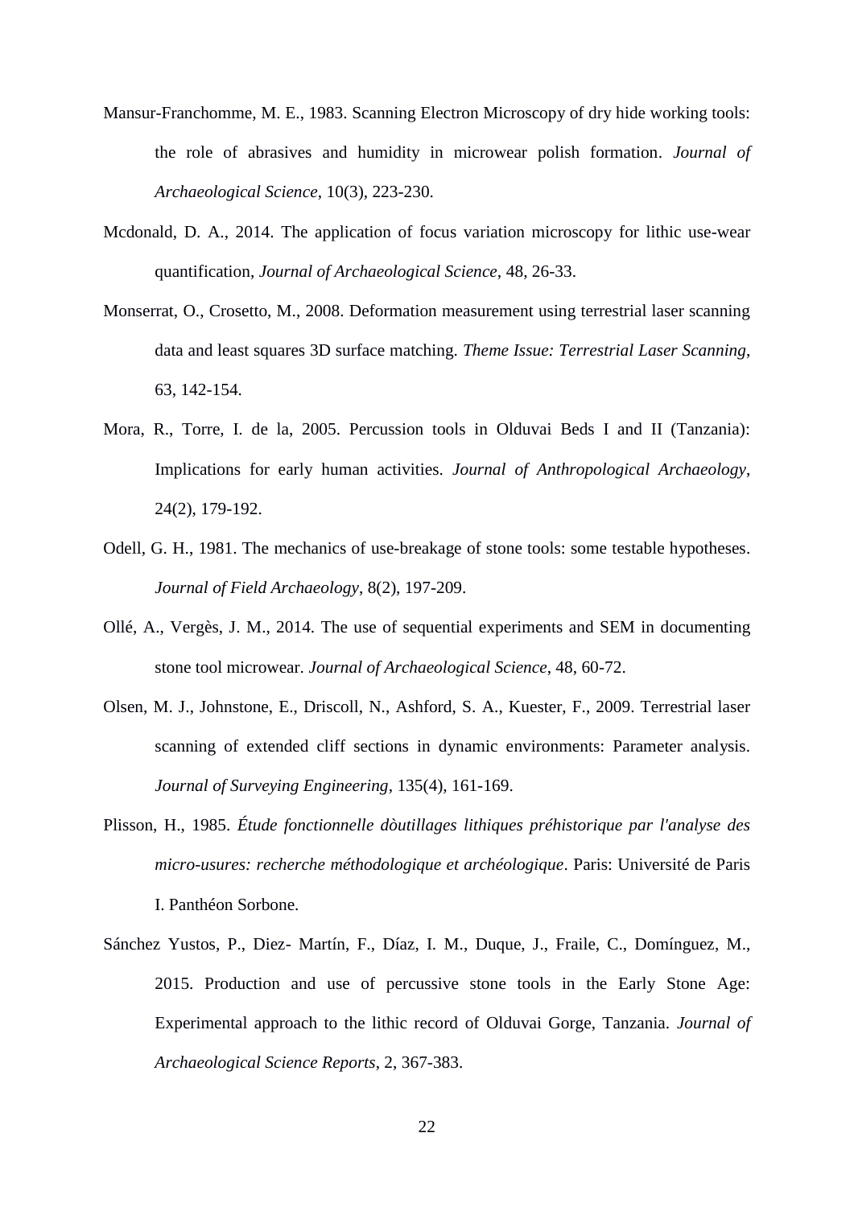Mansur-Franchomme, M. E., 1983. Scanning Electron Microscopy of dry hide working tools: the role of abrasives and humidity in microwear polish formation. *Journal of Archaeological Science*, 10(3), 223-230.

Mcdonald, D. A., 2014. The application of focus variation microscopy for lithic use-wear quantification, *Journal of Archaeological Science*, 48, 26-33.

Monserrat, O., Crosetto, M., 2008. Deformation measurement using terrestrial laser scanning data and least squares 3D surface matching. *Theme Issue: Terrestrial Laser Scanning*, 63, 142-154.

Mora, R., Torre, I. de la, 2005. Percussion tools in Olduvai Beds I and II (Tanzania): Implications for early human activities. *Journal of Anthropological Archaeology*, 24(2), 179-192.

Odell, G. H., 1981. The mechanics of use-breakage of stone tools: some testable hypotheses. *Journal of Field Archaeology*, 8(2), 197-209.

Ollé, A., Vergès, J. M., 2014. The use of sequential experiments and SEM in documenting stone tool microwear. *Journal of Archaeological Science*, 48, 60-72.

Olsen, M. J., Johnstone, E., Driscoll, N., Ashford, S. A., Kuester, F., 2009. Terrestrial laser scanning of extended cliff sections in dynamic environments: Parameter analysis. *Journal of Surveying Engineering*, 135(4), 161-169.

Plisson, H., 1985. *Étude fonctionnelle dòutillages lithiques préhistorique par l'analyse des micro-usures: recherche méthodologique et archéologique*. Paris: Université de Paris I. Panthéon Sorbone.

Sánchez Yustos, P., Diez- Martín, F., Díaz, I. M., Duque, J., Fraile, C., Domínguez, M., 2015. Production and use of percussive stone tools in the Early Stone Age: Experimental approach to the lithic record of Olduvai Gorge, Tanzania. *Journal of Archaeological Science Reports*, 2, 367-383.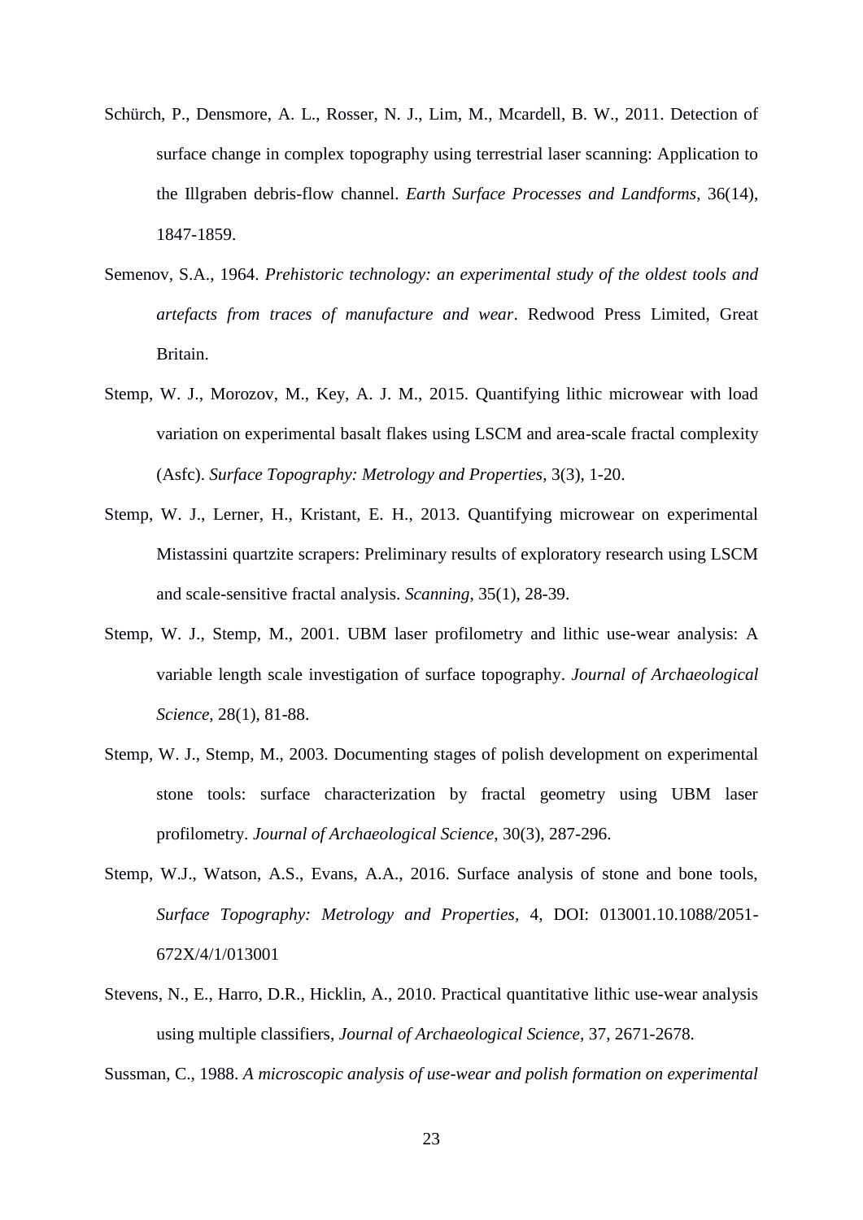Schürch, P., Densmore, A. L., Rosser, N. J., Lim, M., Mcardell, B. W., 2011. Detection of surface change in complex topography using terrestrial laser scanning: Application to the Illgraben debris-flow channel. *Earth Surface Processes and Landforms*, 36(14), 1847-1859.

Semenov, S.A., 1964. *Prehistoric technology: an experimental study of the oldest tools and artefacts from traces of manufacture and wear*. Redwood Press Limited, Great Britain.

Stemp, W. J., Morozov, M., Key, A. J. M., 2015. Quantifying lithic microwear with load variation on experimental basalt flakes using LSCM and area-scale fractal complexity (Asfc). *Surface Topography: Metrology and Properties*, 3(3), 1-20.

Stemp, W. J., Lerner, H., Kristant, E. H., 2013. Quantifying microwear on experimental Mistassini quartzite scrapers: Preliminary results of exploratory research using LSCM and scale-sensitive fractal analysis. *Scanning*, 35(1), 28-39.

Stemp, W. J., Stemp, M., 2001. UBM laser profilometry and lithic use-wear analysis: A variable length scale investigation of surface topography. *Journal of Archaeological Science*, 28(1), 81-88.

Stemp, W. J., Stemp, M., 2003. Documenting stages of polish development on experimental stone tools: surface characterization by fractal geometry using UBM laser profilometry. *Journal of Archaeological Science*, 30(3), 287-296.

Stemp, W.J., Watson, A.S., Evans, A.A., 2016. Surface analysis of stone and bone tools, *Surface Topography: Metrology and Properties*, 4, DOI: 013001.10.1088/2051-672X/4/1/013001

Stevens, N., E., Harro, D.R., Hicklin, A., 2010. Practical quantitative lithic use-wear analysis using multiple classifiers, *Journal of Archaeological Science*, 37, 2671-2678.

Sussman, C., 1988. *A microscopic analysis of use-wear and polish formation on experimental*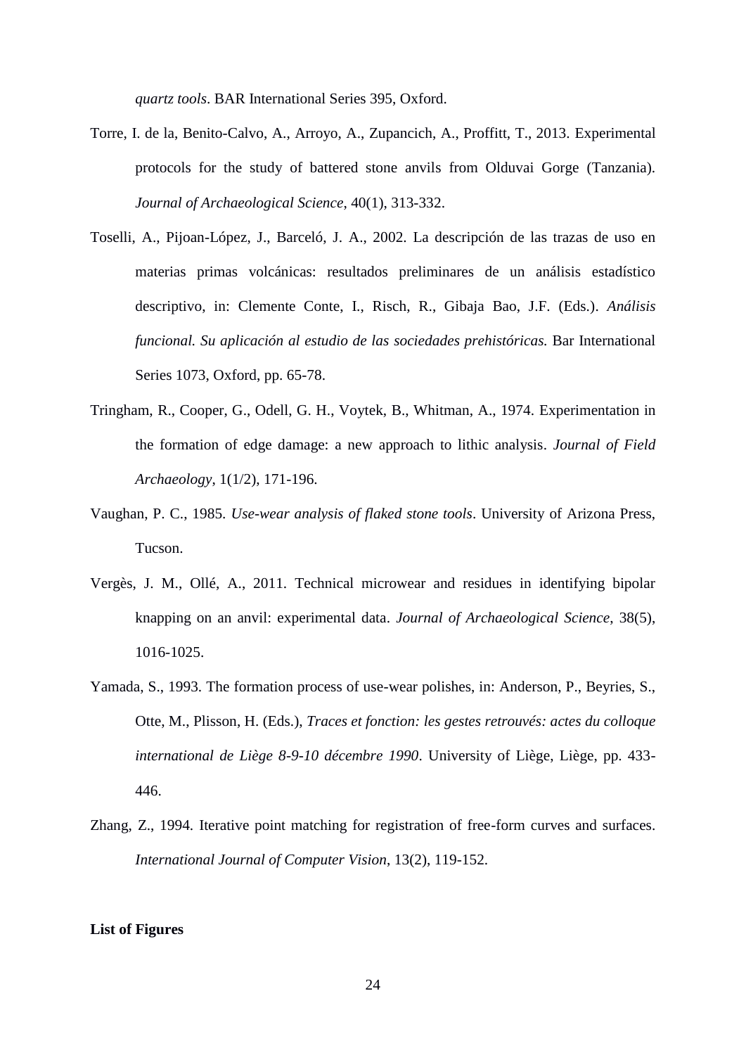*quartz tools*. BAR International Series 395, Oxford.

Torre, I. de la, Benito-Calvo, A., Arroyo, A., Zupancich, A., Proffitt, T., 2013. Experimental protocols for the study of battered stone anvils from Olduvai Gorge (Tanzania). *Journal of Archaeological Science*, 40(1), 313-332.

Toselli, A., Pijoan-López, J., Barceló, J. A., 2002. La descripción de las trazas de uso en materias primas volcánicas: resultados preliminares de un análisis estadístico descriptivo, in: Clemente Conte, I., Risch, R., Gibaja Bao, J.F. (Eds.). *Análisis funcional. Su aplicación al estudio de las sociedades prehistóricas.* Bar International Series 1073, Oxford, pp. 65-78.

Tringham, R., Cooper, G., Odell, G. H., Voytek, B., Whitman, A., 1974. Experimentation in the formation of edge damage: a new approach to lithic analysis. *Journal of Field Archaeology*, 1(1/2), 171-196.

Vaughan, P. C., 1985. *Use-wear analysis of flaked stone tools*. University of Arizona Press, Tucson.

Vergès, J. M., Ollé, A., 2011. Technical microwear and residues in identifying bipolar knapping on an anvil: experimental data. *Journal of Archaeological Science*, 38(5), 1016-1025.

Yamada, S., 1993. The formation process of use-wear polishes, in: Anderson, P., Beyries, S., Otte, M., Plisson, H. (Eds.), *Traces et fonction: les gestes retrouvés: actes du colloque international de Liège 8-9-10 décembre 1990*. University of Liège, Liège, pp. 433-446.

Zhang, Z., 1994. Iterative point matching for registration of free-form curves and surfaces. *International Journal of Computer Vision*, 13(2), 119-152.

**List of Figures**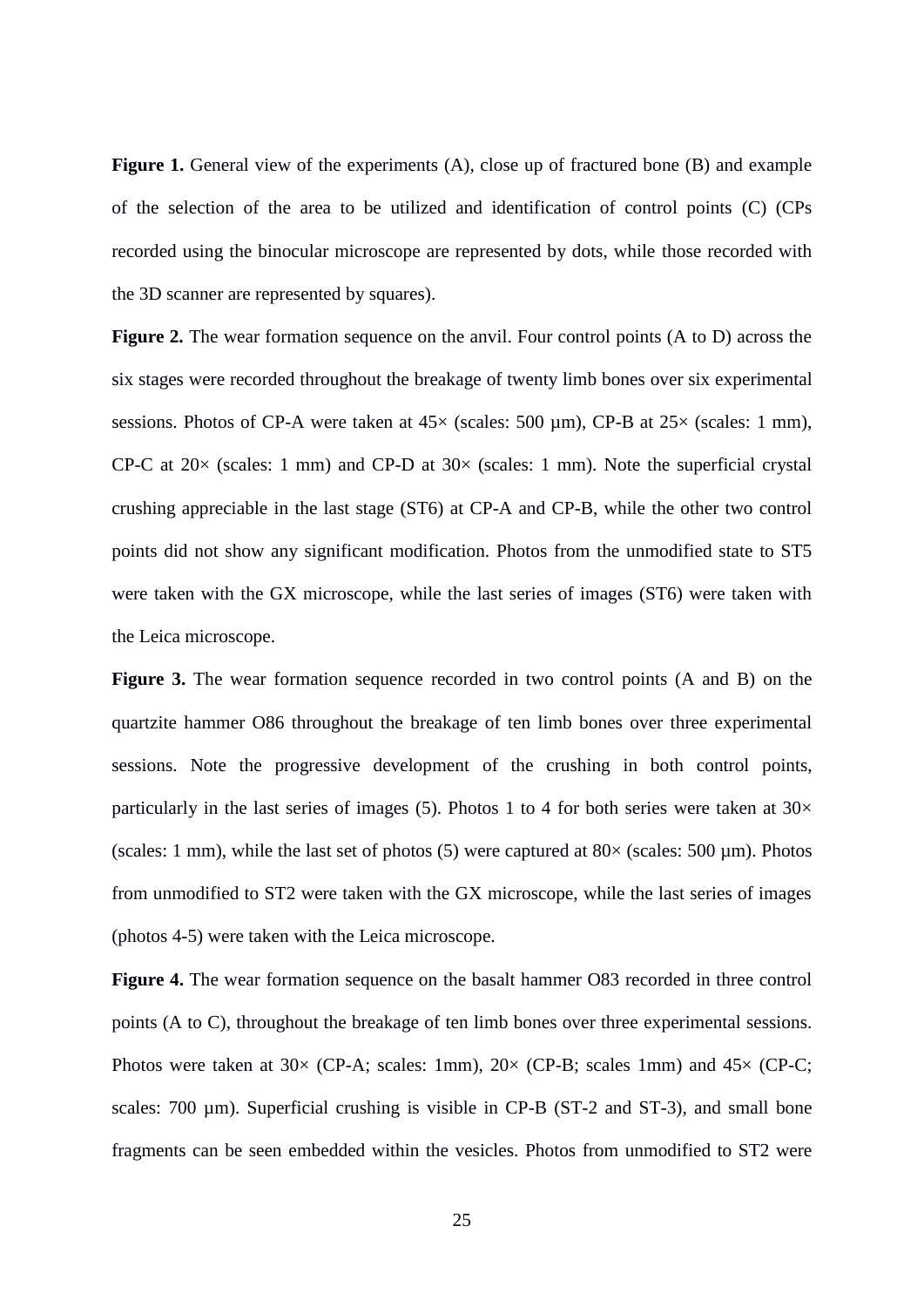**Figure 1.** General view of the experiments (A), close up of fractured bone (B) and example of the selection of the area to be utilized and identification of control points (C) (CPs recorded using the binocular microscope are represented by dots, while those recorded with the 3D scanner are represented by squares).

**Figure 2.** The wear formation sequence on the anvil. Four control points (A to D) across the six stages were recorded throughout the breakage of twenty limb bones over six experimental sessions. Photos of CP-A were taken at 45× (scales: 500 µm), CP-B at 25× (scales: 1 mm), CP-C at 20× (scales: 1 mm) and CP-D at 30× (scales: 1 mm). Note the superficial crystal crushing appreciable in the last stage (ST6) at CP-A and CP-B, while the other two control points did not show any significant modification. Photos from the unmodified state to ST5 were taken with the GX microscope, while the last series of images (ST6) were taken with the Leica microscope.

**Figure 3.** The wear formation sequence recorded in two control points (A and B) on the quartzite hammer O86 throughout the breakage of ten limb bones over three experimental sessions. Note the progressive development of the crushing in both control points, particularly in the last series of images (5). Photos 1 to 4 for both series were taken at 30× (scales: 1 mm), while the last set of photos (5) were captured at 80× (scales: 500 µm). Photos from unmodified to ST2 were taken with the GX microscope, while the last series of images (photos 4-5) were taken with the Leica microscope.

**Figure 4.** The wear formation sequence on the basalt hammer O83 recorded in three control points (A to C), throughout the breakage of ten limb bones over three experimental sessions. Photos were taken at 30× (CP-A; scales: 1mm), 20× (CP-B; scales 1mm) and 45× (CP-C; scales: 700 µm). Superficial crushing is visible in CP-B (ST-2 and ST-3), and small bone fragments can be seen embedded within the vesicles. Photos from unmodified to ST2 were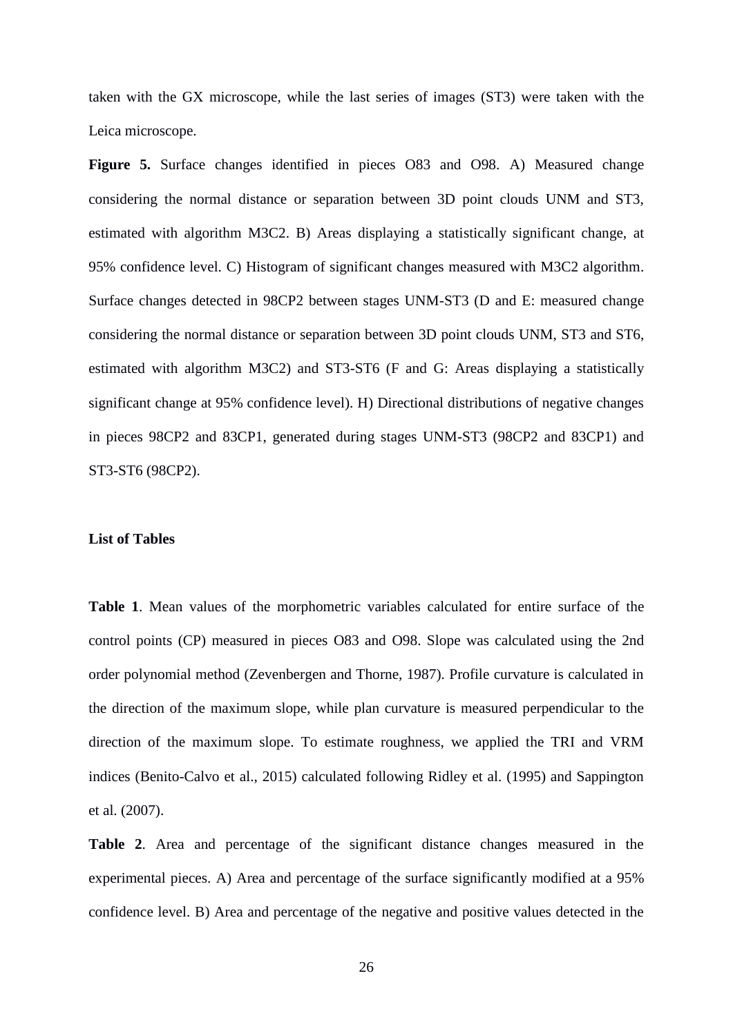taken with the GX microscope, while the last series of images (ST3) were taken with the Leica microscope.

**Figure 5.** Surface changes identified in pieces O83 and O98. A) Measured change considering the normal distance or separation between 3D point clouds UNM and ST3, estimated with algorithm M3C2. B) Areas displaying a statistically significant change, at 95% confidence level. C) Histogram of significant changes measured with M3C2 algorithm. Surface changes detected in 98CP2 between stages UNM-ST3 (D and E: measured change considering the normal distance or separation between 3D point clouds UNM, ST3 and ST6, estimated with algorithm M3C2) and ST3-ST6 (F and G: Areas displaying a statistically significant change at 95% confidence level). H) Directional distributions of negative changes in pieces 98CP2 and 83CP1, generated during stages UNM-ST3 (98CP2 and 83CP1) and ST3-ST6 (98CP2).

**List of Tables**

**Table 1**. Mean values of the morphometric variables calculated for entire surface of the control points (CP) measured in pieces O83 and O98. Slope was calculated using the 2nd order polynomial method (Zevenbergen and Thorne, 1987). Profile curvature is calculated in the direction of the maximum slope, while plan curvature is measured perpendicular to the direction of the maximum slope. To estimate roughness, we applied the TRI and VRM indices (Benito-Calvo et al., 2015) calculated following Ridley et al. (1995) and Sappington et al. (2007).

**Table 2**. Area and percentage of the significant distance changes measured in the experimental pieces. A) Area and percentage of the surface significantly modified at a 95% confidence level. B) Area and percentage of the negative and positive values detected in the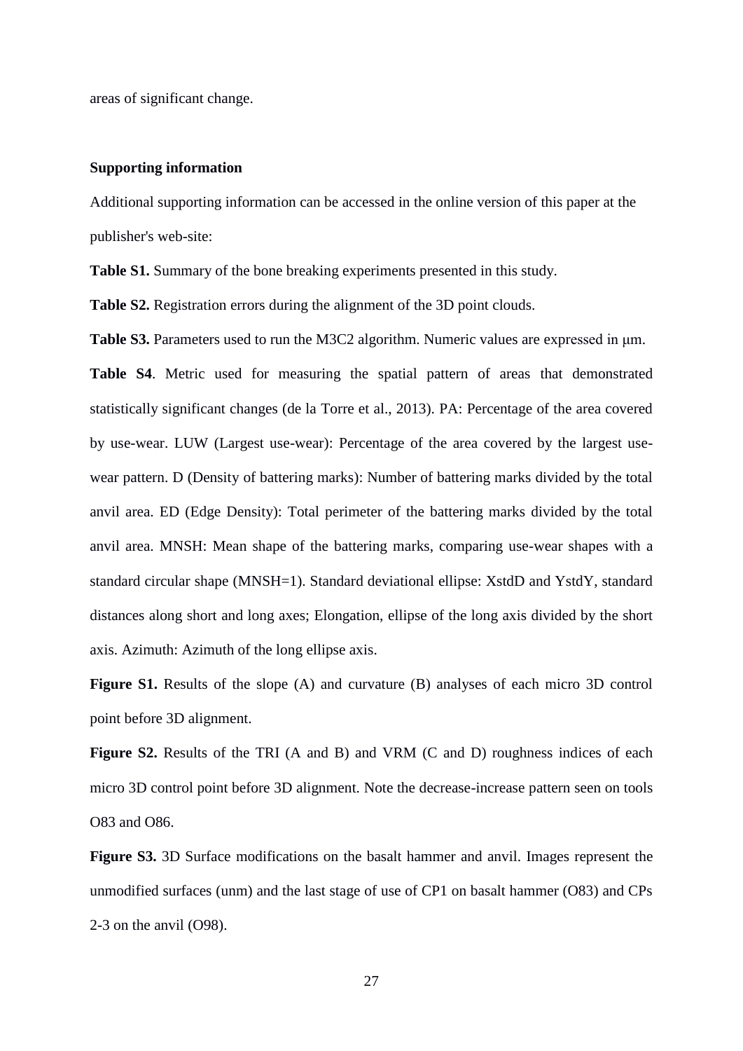areas of significant change.

**Supporting information**

Additional supporting information can be accessed in the online version of this paper at the publisher's web-site:

**Table S1.** Summary of the bone breaking experiments presented in this study.

**Table S2.** Registration errors during the alignment of the 3D point clouds.

**Table S3.** Parameters used to run the M3C2 algorithm. Numeric values are expressed in μm.

**Table S4**. Metric used for measuring the spatial pattern of areas that demonstrated statistically significant changes (de la Torre et al., 2013). PA: Percentage of the area covered by use-wear. LUW (Largest use-wear): Percentage of the area covered by the largest use-wear pattern. D (Density of battering marks): Number of battering marks divided by the total anvil area. ED (Edge Density): Total perimeter of the battering marks divided by the total anvil area. MNSH: Mean shape of the battering marks, comparing use-wear shapes with a standard circular shape (MNSH=1). Standard deviational ellipse: XstdD and YstdY, standard distances along short and long axes; Elongation, ellipse of the long axis divided by the short axis. Azimuth: Azimuth of the long ellipse axis.

**Figure S1.** Results of the slope (A) and curvature (B) analyses of each micro 3D control point before 3D alignment.

**Figure S2.** Results of the TRI (A and B) and VRM (C and D) roughness indices of each micro 3D control point before 3D alignment. Note the decrease-increase pattern seen on tools O83 and O86.

**Figure S3.** 3D Surface modifications on the basalt hammer and anvil. Images represent the unmodified surfaces (unm) and the last stage of use of CP1 on basalt hammer (O83) and CPs 2-3 on the anvil (O98).